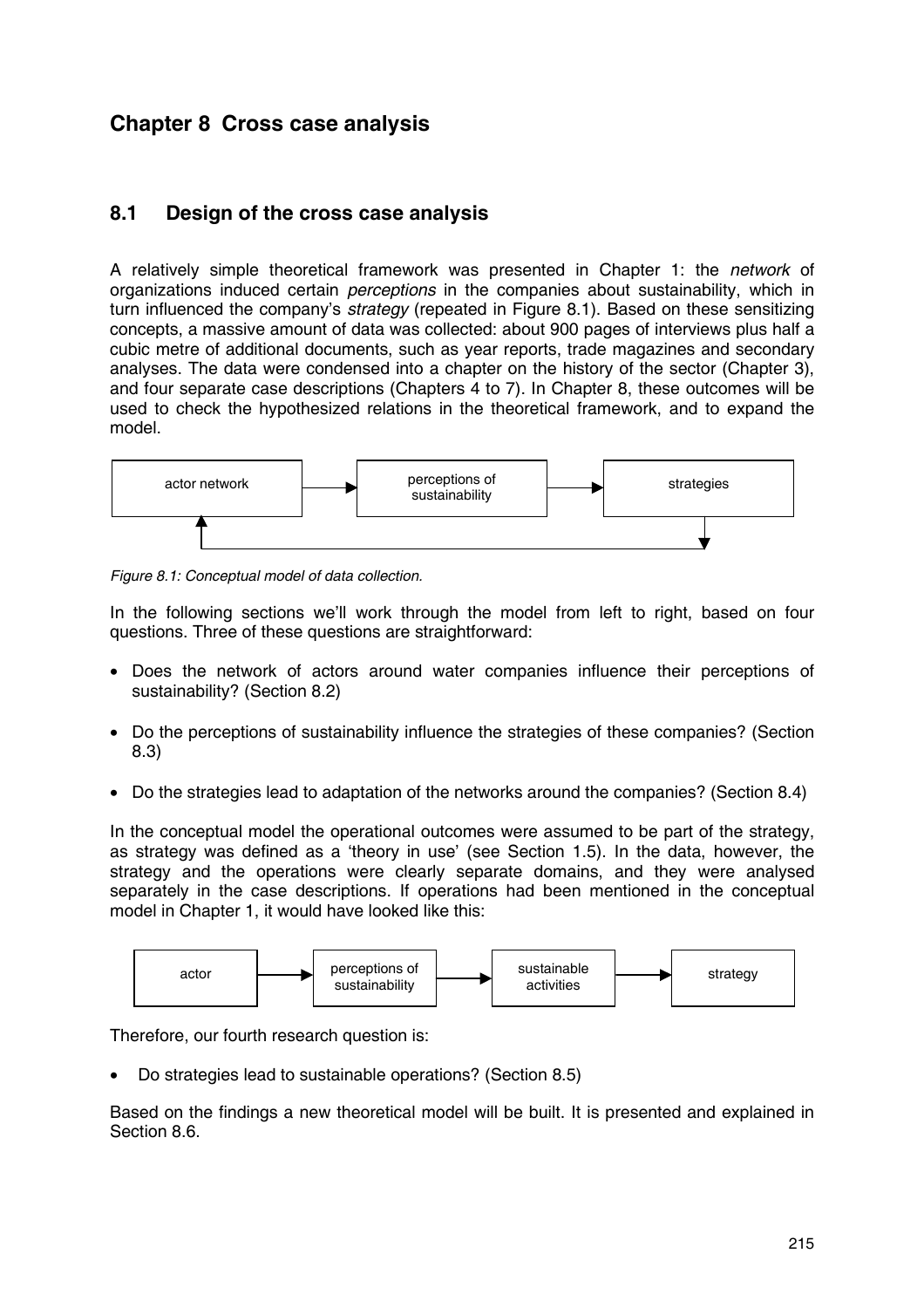# Chapter 8 Cross case analysis

## 8.1 Design of the cross case analysis

A relatively simple theoretical framework was presented in Chapter 1: the *network* of organizations induced certain *perceptions* in the companies about sustainability, which in turn influenced the company's *strategy* (repeated in Figure 8.1). Based on these sensitizing concepts, a massive amount of data was collected: about 900 pages of interviews plus half a cubic metre of additional documents, such as year reports, trade magazines and secondary analyses. The data were condensed into a chapter on the history of the sector (Chapter 3), and four separate case descriptions (Chapters 4 to 7). In Chapter 8, these outcomes will be used to check the hypothesized relations in the theoretical framework, and to expand the model.

actor network → perceptions of sustainability → strategies → (back to actor network)

*Figure 8.1: Conceptual model of data collection.*

In the following sections we'll work through the model from left to right, based on four questions. Three of these questions are straightforward:

- Does the network of actors around water companies influence their perceptions of sustainability? (Section 8.2)
- Do the perceptions of sustainability influence the strategies of these companies? (Section 8.3)
- Do the strategies lead to adaptation of the networks around the companies? (Section 8.4)

In the conceptual model the operational outcomes were assumed to be part of the strategy, as strategy was defined as a 'theory in use' (see Section 1.5). In the data, however, the strategy and the operations were clearly separate domains, and they were analysed separately in the case descriptions. If operations had been mentioned in the conceptual model in Chapter 1, it would have looked like this:

actor → perceptions of sustainability → sustainable activities → strategy

Therefore, our fourth research question is:

- Do strategies lead to sustainable operations? (Section 8.5)

Based on the findings a new theoretical model will be built. It is presented and explained in Section 8.6.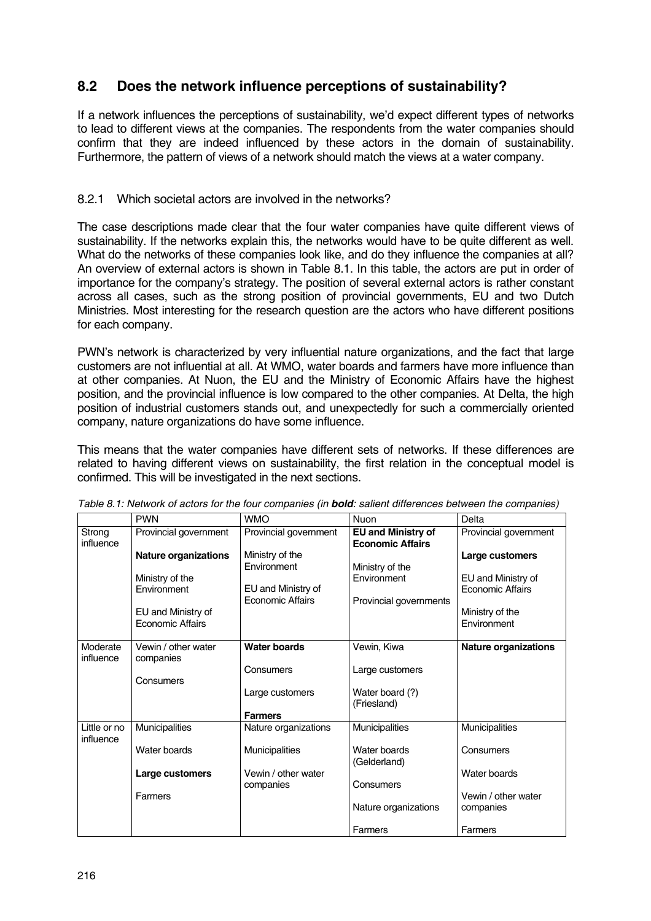## 8.2 Does the network influence perceptions of sustainability?

If a network influences the perceptions of sustainability, we'd expect different types of networks to lead to different views at the companies. The respondents from the water companies should confirm that they are indeed influenced by these actors in the domain of sustainability. Furthermore, the pattern of views of a network should match the views at a water company.

### 8.2.1 Which societal actors are involved in the networks?

The case descriptions made clear that the four water companies have quite different views of sustainability. If the networks explain this, the networks would have to be quite different as well. What do the networks of these companies look like, and do they influence the companies at all? An overview of external actors is shown in Table 8.1. In this table, the actors are put in order of importance for the company's strategy. The position of several external actors is rather constant across all cases, such as the strong position of provincial governments, EU and two Dutch Ministries. Most interesting for the research question are the actors who have different positions for each company.

PWN's network is characterized by very influential nature organizations, and the fact that large customers are not influential at all. At WMO, water boards and farmers have more influence than at other companies. At Nuon, the EU and the Ministry of Economic Affairs have the highest position, and the provincial influence is low compared to the other companies. At Delta, the high position of industrial customers stands out, and unexpectedly for such a commercially oriented company, nature organizations do have some influence.

This means that the water companies have different sets of networks. If these differences are related to having different views on sustainability, the first relation in the conceptual model is confirmed. This will be investigated in the next sections.

*Table 8.1: Network of actors for the four companies (in **bold**: salient differences between the companies)*

| | PWN | WMO | Nuon | Delta |
|---|---|---|---|---|
| Strong influence | Provincial government<br><br>**Nature organizations**<br><br>Ministry of the Environment<br><br>EU and Ministry of Economic Affairs | Provincial government<br><br>Ministry of the Environment<br><br>EU and Ministry of Economic Affairs | **EU and Ministry of Economic Affairs**<br><br>Ministry of the Environment<br><br>Provincial governments | Provincial government<br><br>**Large customers**<br><br>EU and Ministry of Economic Affairs<br><br>Ministry of the Environment |
| Moderate influence | Vewin / other water companies<br><br>Consumers | **Water boards**<br><br>Consumers<br><br>Large customers<br><br>**Farmers** | Vewin, Kiwa<br><br>Large customers<br><br>Water board (?) (Friesland) | **Nature organizations** |
| Little or no influence | Municipalities<br><br>Water boards<br><br>**Large customers**<br><br>Farmers | Nature organizations<br><br>Municipalities<br><br>Vewin / other water companies | Municipalities<br><br>Water boards (Gelderland)<br><br>Consumers<br><br>Nature organizations<br><br>Farmers | Municipalities<br><br>Consumers<br><br>Water boards<br><br>Vewin / other water companies<br><br>Farmers |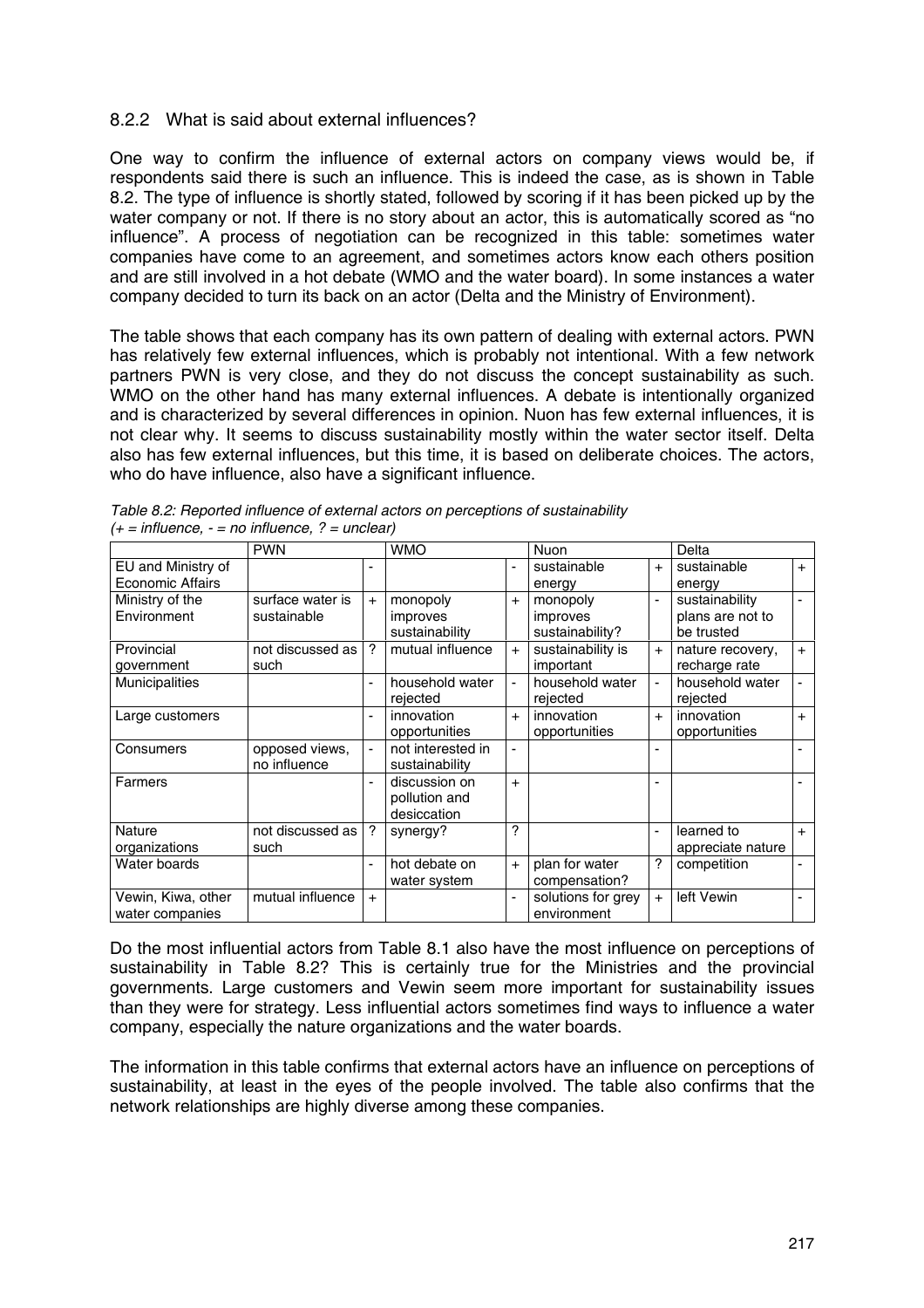### 8.2.2 What is said about external influences?

One way to confirm the influence of external actors on company views would be, if respondents said there is such an influence. This is indeed the case, as is shown in Table 8.2. The type of influence is shortly stated, followed by scoring if it has been picked up by the water company or not. If there is no story about an actor, this is automatically scored as "no influence". A process of negotiation can be recognized in this table: sometimes water companies have come to an agreement, and sometimes actors know each others position and are still involved in a hot debate (WMO and the water board). In some instances a water company decided to turn its back on an actor (Delta and the Ministry of Environment).

The table shows that each company has its own pattern of dealing with external actors. PWN has relatively few external influences, which is probably not intentional. With a few network partners PWN is very close, and they do not discuss the concept sustainability as such. WMO on the other hand has many external influences. A debate is intentionally organized and is characterized by several differences in opinion. Nuon has few external influences, it is not clear why. It seems to discuss sustainability mostly within the water sector itself. Delta also has few external influences, but this time, it is based on deliberate choices. The actors, who do have influence, also have a significant influence.

*Table 8.2: Reported influence of external actors on perceptions of sustainability (+ = influence, - = no influence, ? = unclear)*

| | PWN | | WMO | | Nuon | | Delta | |
|---|---|---|---|---|---|---|---|---|
| EU and Ministry of Economic Affairs | | - | | - | sustainable energy | + | sustainable energy | + |
| Ministry of the Environment | surface water is sustainable | + | monopoly improves sustainability | + | monopoly improves sustainability? | - | sustainability plans are not to be trusted | - |
| Provincial government | not discussed as such | ? | mutual influence | + | sustainability is important | + | nature recovery, recharge rate | + |
| Municipalities | | - | household water rejected | - | household water rejected | - | household water rejected | - |
| Large customers | | - | innovation opportunities | + | innovation opportunities | + | innovation opportunities | + |
| Consumers | opposed views, no influence | - | not interested in sustainability | - | | - | | - |
| Farmers | | - | discussion on pollution and desiccation | + | | - | | - |
| Nature organizations | not discussed as such | ? | synergy? | ? | | - | learned to appreciate nature | + |
| Water boards | | - | hot debate on water system | + | plan for water compensation? | ? | competition | - |
| Vewin, Kiwa, other water companies | mutual influence | + | | - | solutions for grey environment | + | left Vewin | - |

Do the most influential actors from Table 8.1 also have the most influence on perceptions of sustainability in Table 8.2? This is certainly true for the Ministries and the provincial governments. Large customers and Vewin seem more important for sustainability issues than they were for strategy. Less influential actors sometimes find ways to influence a water company, especially the nature organizations and the water boards.

The information in this table confirms that external actors have an influence on perceptions of sustainability, at least in the eyes of the people involved. The table also confirms that the network relationships are highly diverse among these companies.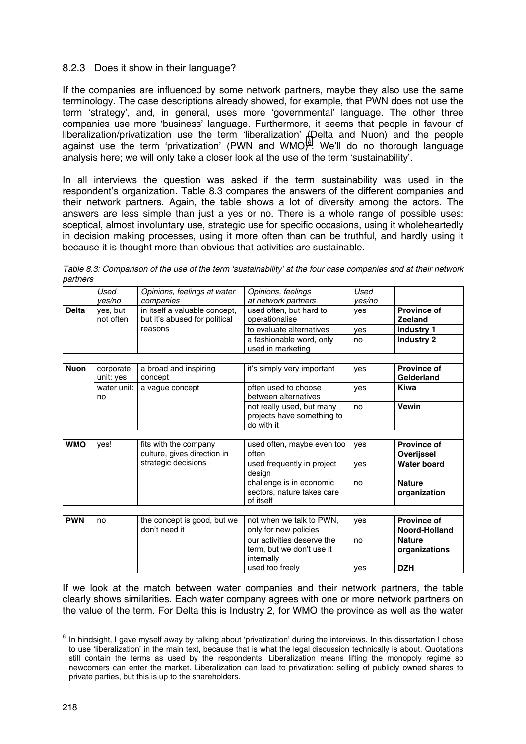### 8.2.3 Does it show in their language?

If the companies are influenced by some network partners, maybe they also use the same terminology. The case descriptions already showed, for example, that PWN does not use the term 'strategy', and, in general, uses more 'governmental' language. The other three companies use more 'business' language. Furthermore, it seems that people in favour of liberalization/privatization use the term 'liberalization' (Delta and Nuon) and the people against use the term 'privatization' (PWN and WMO)[6]. We'll do no thorough language analysis here; we will only take a closer look at the use of the term 'sustainability'.

In all interviews the question was asked if the term sustainability was used in the respondent's organization. Table 8.3 compares the answers of the different companies and their network partners. Again, the table shows a lot of diversity among the actors. The answers are less simple than just a yes or no. There is a whole range of possible uses: sceptical, almost involuntary use, strategic use for specific occasions, using it wholeheartedly in decision making processes, using it more often than can be truthful, and hardly using it because it is thought more than obvious that activities are sustainable.

*Table 8.3: Comparison of the use of the term 'sustainability' at the four case companies and at their network partners*

| | *Used yes/no* | *Opinions, feelings at water companies* | *Opinions, feelings at network partners* | *Used yes/no* | |
|---|---|---|---|---|---|
| **Delta** | yes, but not often | in itself a valuable concept, but it's abused for political reasons | used often, but hard to operationalise | yes | **Province of Zeeland** |
| | | | to evaluate alternatives | yes | **Industry 1** |
| | | | a fashionable word, only used in marketing | no | **Industry 2** |
| **Nuon** | corporate unit: yes | a broad and inspiring concept | it's simply very important | yes | **Province of Gelderland** |
| | water unit: no | a vague concept | often used to choose between alternatives | yes | **Kiwa** |
| | | | not really used, but many projects have something to do with it | no | **Vewin** |
| **WMO** | yes! | fits with the company culture, gives direction in strategic decisions | used often, maybe even too often | yes | **Province of Overijssel** |
| | | | used frequently in project design | yes | **Water board** |
| | | | challenge is in economic sectors, nature takes care of itself | no | **Nature organization** |
| **PWN** | no | the concept is good, but we don't need it | not when we talk to PWN, only for new policies | yes | **Province of Noord-Holland** |
| | | | our activities deserve the term, but we don't use it internally | no | **Nature organizations** |
| | | | used too freely | yes | **DZH** |

If we look at the match between water companies and their network partners, the table clearly shows similarities. Each water company agrees with one or more network partners on the value of the term. For Delta this is Industry 2, for WMO the province as well as the water

[6] In hindsight, I gave myself away by talking about 'privatization' during the interviews. In this dissertation I chose to use 'liberalization' in the main text, because that is what the legal discussion technically is about. Quotations still contain the terms as used by the respondents. Liberalization means lifting the monopoly regime so newcomers can enter the market. Liberalization can lead to privatization: selling of publicly owned shares to private parties, but this is up to the shareholders.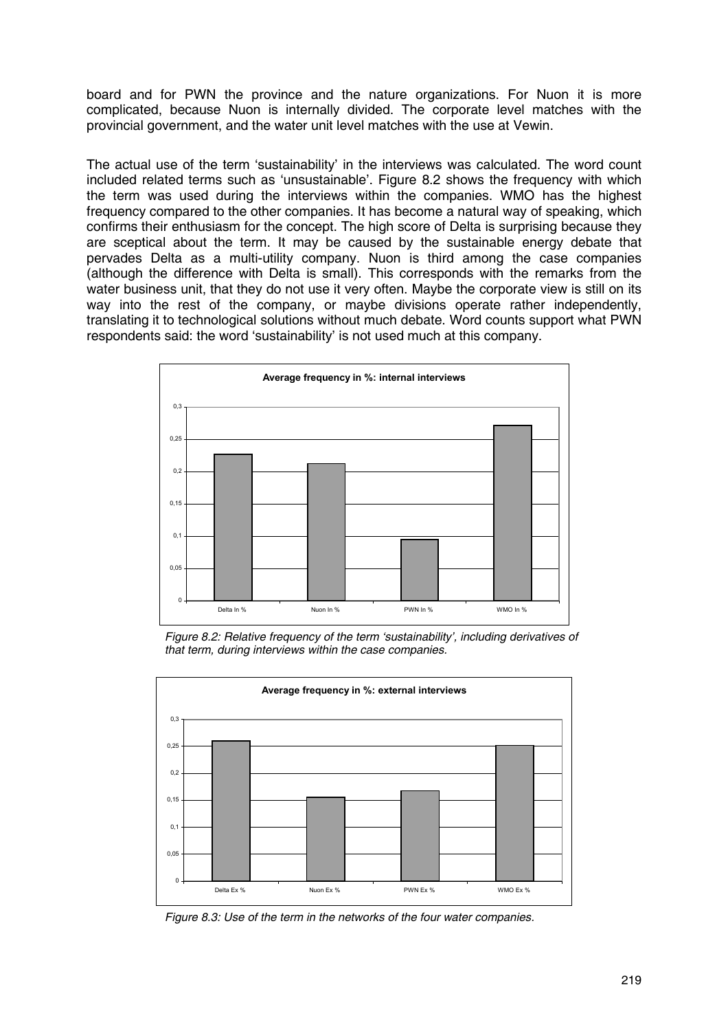board and for PWN the province and the nature organizations. For Nuon it is more complicated, because Nuon is internally divided. The corporate level matches with the provincial government, and the water unit level matches with the use at Vewin.

The actual use of the term 'sustainability' in the interviews was calculated. The word count included related terms such as 'unsustainable'. Figure 8.2 shows the frequency with which the term was used during the interviews within the companies. WMO has the highest frequency compared to the other companies. It has become a natural way of speaking, which confirms their enthusiasm for the concept. The high score of Delta is surprising because they are sceptical about the term. It may be caused by the sustainable energy debate that pervades Delta as a multi-utility company. Nuon is third among the case companies (although the difference with Delta is small). This corresponds with the remarks from the water business unit, that they do not use it very often. Maybe the corporate view is still on its way into the rest of the company, or maybe divisions operate rather independently, translating it to technological solutions without much debate. Word counts support what PWN respondents said: the word 'sustainability' is not used much at this company.

*Figure 8.2: Relative frequency of the term 'sustainability', including derivatives of that term, during interviews within the case companies.*

*Figure 8.3: Use of the term in the networks of the four water companies.*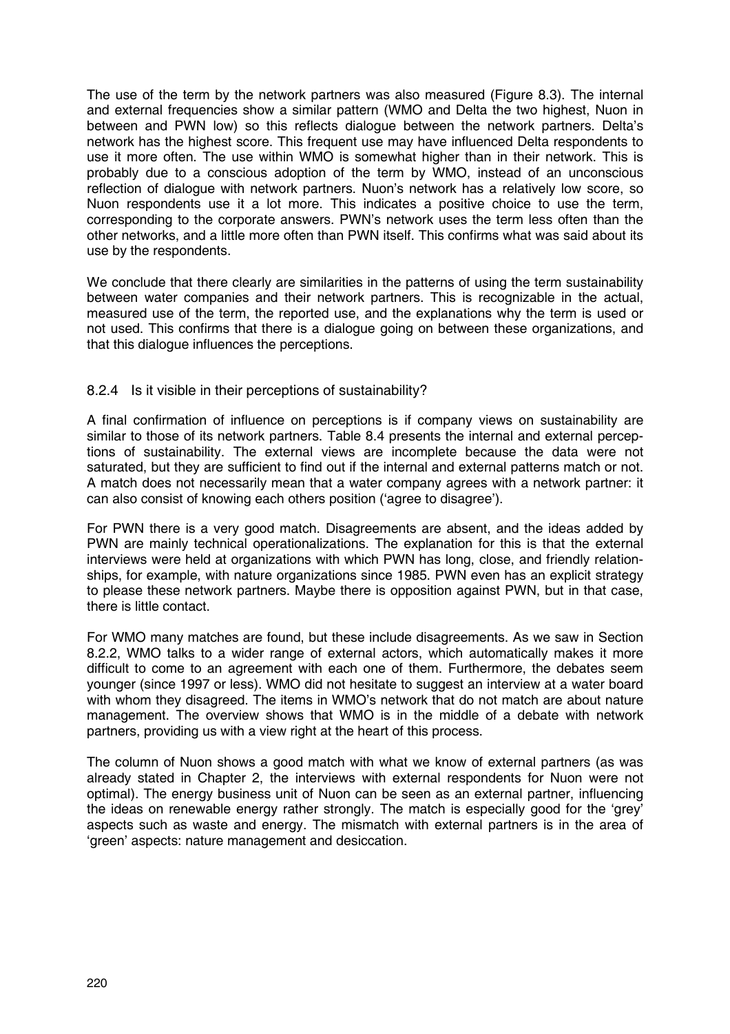The use of the term by the network partners was also measured (Figure 8.3). The internal and external frequencies show a similar pattern (WMO and Delta the two highest, Nuon in between and PWN low) so this reflects dialogue between the network partners. Delta's network has the highest score. This frequent use may have influenced Delta respondents to use it more often. The use within WMO is somewhat higher than in their network. This is probably due to a conscious adoption of the term by WMO, instead of an unconscious reflection of dialogue with network partners. Nuon's network has a relatively low score, so Nuon respondents use it a lot more. This indicates a positive choice to use the term, corresponding to the corporate answers. PWN's network uses the term less often than the other networks, and a little more often than PWN itself. This confirms what was said about its use by the respondents.

We conclude that there clearly are similarities in the patterns of using the term sustainability between water companies and their network partners. This is recognizable in the actual, measured use of the term, the reported use, and the explanations why the term is used or not used. This confirms that there is a dialogue going on between these organizations, and that this dialogue influences the perceptions.

### 8.2.4 Is it visible in their perceptions of sustainability?

A final confirmation of influence on perceptions is if company views on sustainability are similar to those of its network partners. Table 8.4 presents the internal and external perceptions of sustainability. The external views are incomplete because the data were not saturated, but they are sufficient to find out if the internal and external patterns match or not. A match does not necessarily mean that a water company agrees with a network partner: it can also consist of knowing each others position ('agree to disagree').

For PWN there is a very good match. Disagreements are absent, and the ideas added by PWN are mainly technical operationalizations. The explanation for this is that the external interviews were held at organizations with which PWN has long, close, and friendly relationships, for example, with nature organizations since 1985. PWN even has an explicit strategy to please these network partners. Maybe there is opposition against PWN, but in that case, there is little contact.

For WMO many matches are found, but these include disagreements. As we saw in Section 8.2.2, WMO talks to a wider range of external actors, which automatically makes it more difficult to come to an agreement with each one of them. Furthermore, the debates seem younger (since 1997 or less). WMO did not hesitate to suggest an interview at a water board with whom they disagreed. The items in WMO's network that do not match are about nature management. The overview shows that WMO is in the middle of a debate with network partners, providing us with a view right at the heart of this process.

The column of Nuon shows a good match with what we know of external partners (as was already stated in Chapter 2, the interviews with external respondents for Nuon were not optimal). The energy business unit of Nuon can be seen as an external partner, influencing the ideas on renewable energy rather strongly. The match is especially good for the 'grey' aspects such as waste and energy. The mismatch with external partners is in the area of 'green' aspects: nature management and desiccation.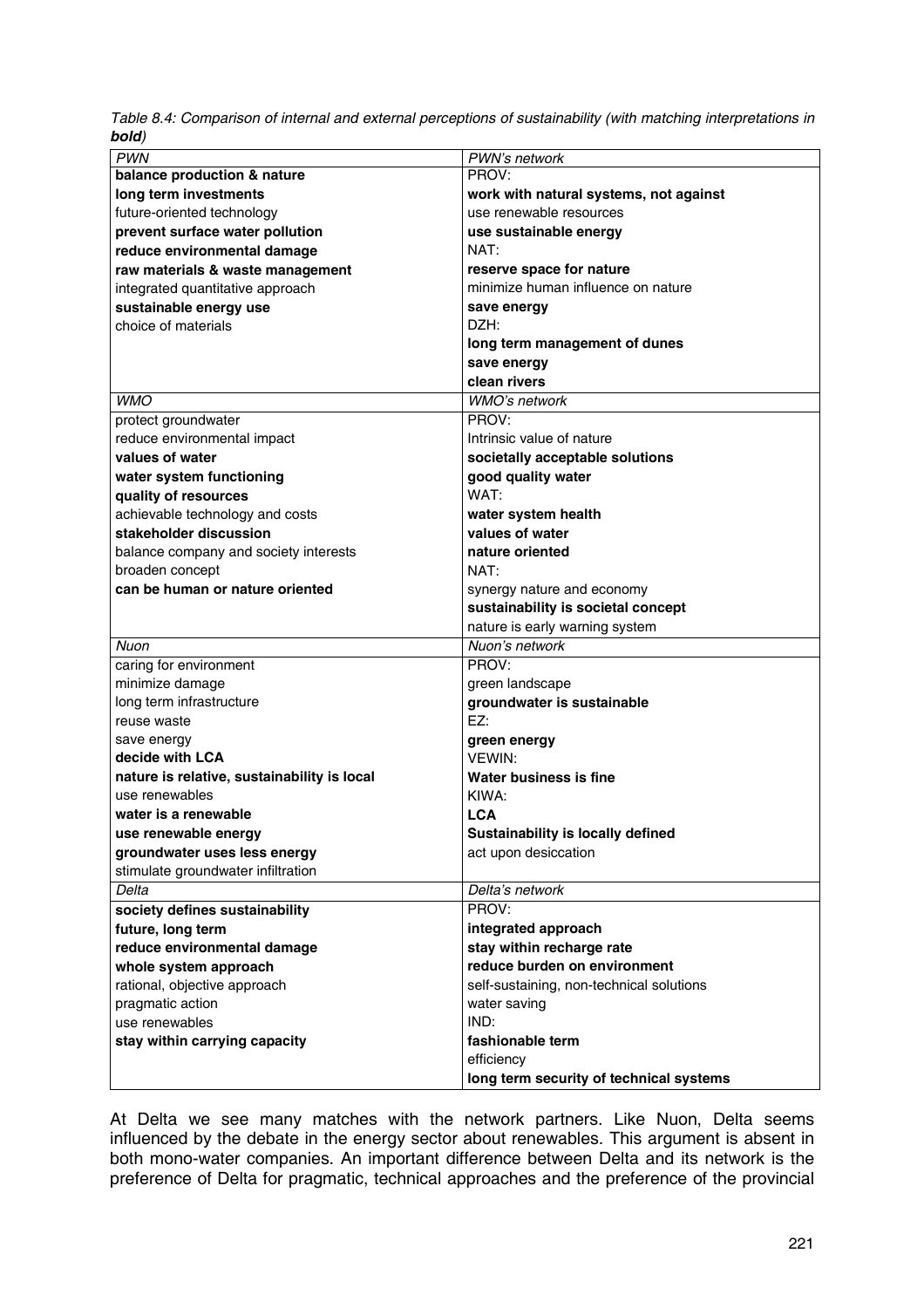*Table 8.4: Comparison of internal and external perceptions of sustainability (with matching interpretations in **bold**)*

| *PWN* | *PWN's network* |
|---|---|
| **balance production & nature** | PROV: |
| **long term investments** | **work with natural systems, not against** |
| future-oriented technology | use renewable resources |
| **prevent surface water pollution** | **use sustainable energy** |
| **reduce environmental damage** | NAT: |
| **raw materials & waste management** | **reserve space for nature** |
| integrated quantitative approach | minimize human influence on nature |
| **sustainable energy use** | **save energy** |
| choice of materials | DZH: |
| | **long term management of dunes** |
| | **save energy** |
| | **clean rivers** |
| *WMO* | *WMO's network* |
| protect groundwater | PROV: |
| reduce environmental impact | Intrinsic value of nature |
| **values of water** | **societally acceptable solutions** |
| **water system functioning** | **good quality water** |
| **quality of resources** | WAT: |
| achievable technology and costs | **water system health** |
| **stakeholder discussion** | **values of water** |
| balance company and society interests | **nature oriented** |
| broaden concept | NAT: |
| **can be human or nature oriented** | synergy nature and economy |
| | **sustainability is societal concept** |
| | nature is early warning system |
| *Nuon* | *Nuon's network* |
| caring for environment | PROV: |
| minimize damage | green landscape |
| long term infrastructure | **groundwater is sustainable** |
| reuse waste | EZ: |
| save energy | **green energy** |
| **decide with LCA** | VEWIN: |
| **nature is relative, sustainability is local** | **Water business is fine** |
| use renewables | KIWA: |
| **water is a renewable** | **LCA** |
| **use renewable energy** | **Sustainability is locally defined** |
| **groundwater uses less energy** | act upon desiccation |
| stimulate groundwater infiltration | |
| *Delta* | *Delta's network* |
| **society defines sustainability** | PROV: |
| **future, long term** | **integrated approach** |
| **reduce environmental damage** | **stay within recharge rate** |
| **whole system approach** | **reduce burden on environment** |
| rational, objective approach | self-sustaining, non-technical solutions |
| pragmatic action | water saving |
| use renewables | IND: |
| **stay within carrying capacity** | **fashionable term** |
| | efficiency |
| | **long term security of technical systems** |

At Delta we see many matches with the network partners. Like Nuon, Delta seems influenced by the debate in the energy sector about renewables. This argument is absent in both mono-water companies. An important difference between Delta and its network is the preference of Delta for pragmatic, technical approaches and the preference of the provincial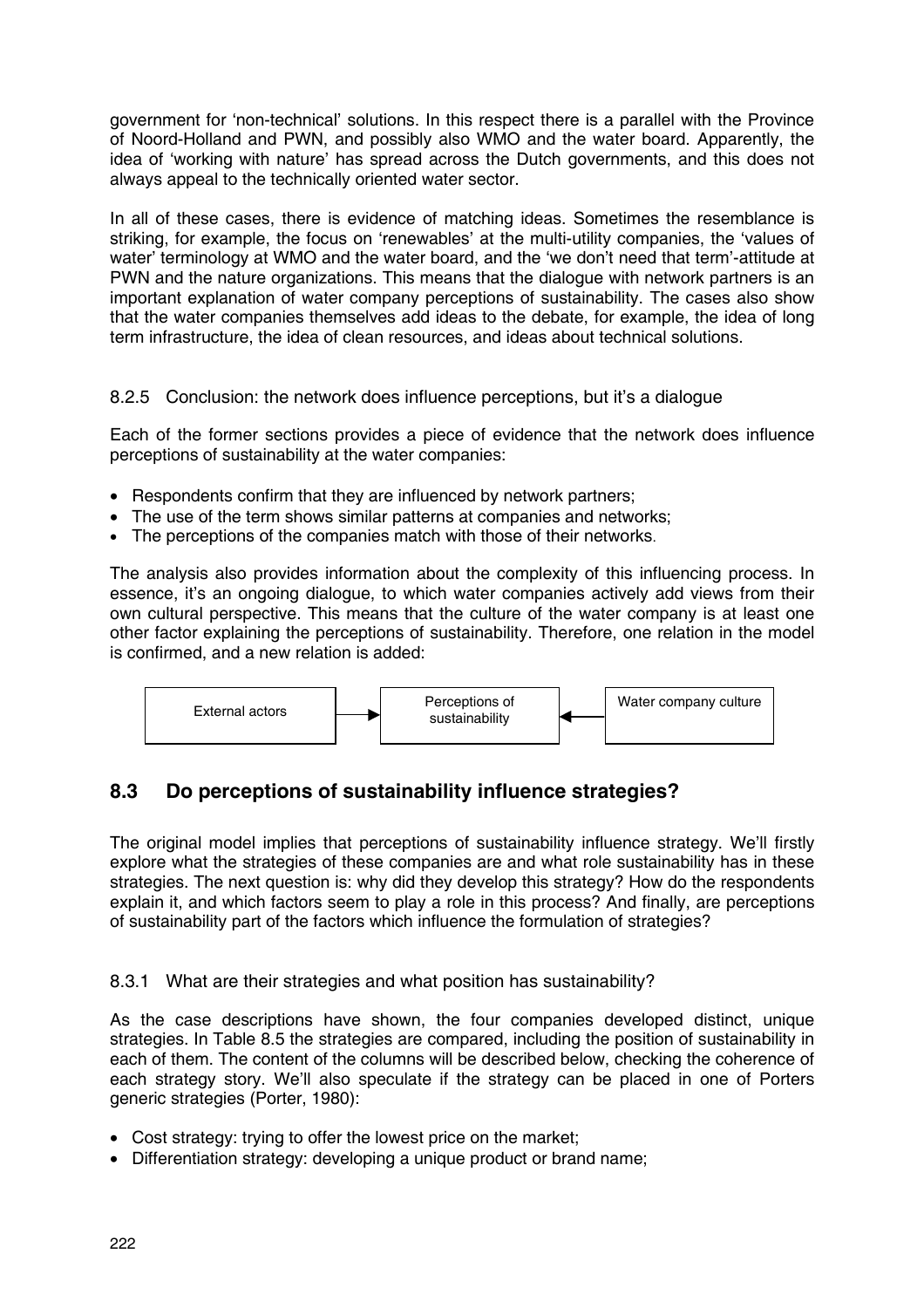government for 'non-technical' solutions. In this respect there is a parallel with the Province of Noord-Holland and PWN, and possibly also WMO and the water board. Apparently, the idea of 'working with nature' has spread across the Dutch governments, and this does not always appeal to the technically oriented water sector.

In all of these cases, there is evidence of matching ideas. Sometimes the resemblance is striking, for example, the focus on 'renewables' at the multi-utility companies, the 'values of water' terminology at WMO and the water board, and the 'we don't need that term'-attitude at PWN and the nature organizations. This means that the dialogue with network partners is an important explanation of water company perceptions of sustainability. The cases also show that the water companies themselves add ideas to the debate, for example, the idea of long term infrastructure, the idea of clean resources, and ideas about technical solutions.

### 8.2.5 Conclusion: the network does influence perceptions, but it's a dialogue

Each of the former sections provides a piece of evidence that the network does influence perceptions of sustainability at the water companies:

- Respondents confirm that they are influenced by network partners;
- The use of the term shows similar patterns at companies and networks;
- The perceptions of the companies match with those of their networks.

The analysis also provides information about the complexity of this influencing process. In essence, it's an ongoing dialogue, to which water companies actively add views from their own cultural perspective. This means that the culture of the water company is at least one other factor explaining the perceptions of sustainability. Therefore, one relation in the model is confirmed, and a new relation is added:

External actors → Perceptions of sustainability ← Water company culture

## 8.3 Do perceptions of sustainability influence strategies?

The original model implies that perceptions of sustainability influence strategy. We'll firstly explore what the strategies of these companies are and what role sustainability has in these strategies. The next question is: why did they develop this strategy? How do the respondents explain it, and which factors seem to play a role in this process? And finally, are perceptions of sustainability part of the factors which influence the formulation of strategies?

### 8.3.1 What are their strategies and what position has sustainability?

As the case descriptions have shown, the four companies developed distinct, unique strategies. In Table 8.5 the strategies are compared, including the position of sustainability in each of them. The content of the columns will be described below, checking the coherence of each strategy story. We'll also speculate if the strategy can be placed in one of Porters generic strategies (Porter, 1980):

- Cost strategy: trying to offer the lowest price on the market;
- Differentiation strategy: developing a unique product or brand name;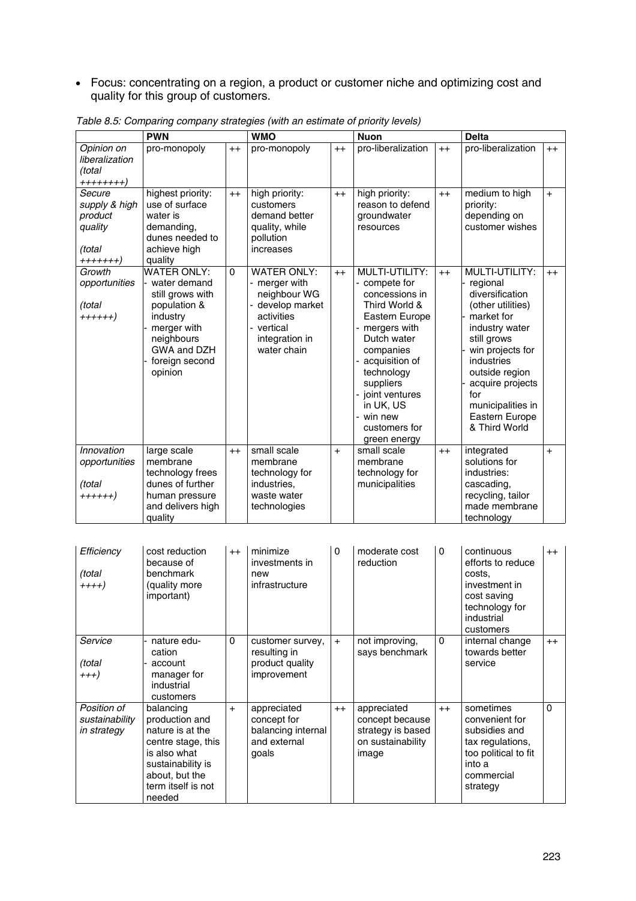- Focus: concentrating on a region, a product or customer niche and optimizing cost and quality for this group of customers.

*Table 8.5: Comparing company strategies (with an estimate of priority levels)*

| | **PWN** | | **WMO** | | **Nuon** | | **Delta** | |
|---|---|---|---|---|---|---|---|---|
| *Opinion on liberalization (total ++++++++)* | pro-monopoly | ++ | pro-monopoly | ++ | pro-liberalization | ++ | pro-liberalization | ++ |
| *Secure supply & high product quality (total +++++++)* | highest priority: use of surface water is demanding, dunes needed to achieve high quality | ++ | high priority: customers demand better quality, while pollution increases | ++ | high priority: reason to defend groundwater resources | ++ | medium to high priority: depending on customer wishes | + |
| *Growth opportunities (total ++++++)* | WATER ONLY: - water demand still grows with population & industry - merger with neighbours GWA and DZH - foreign second opinion | 0 | WATER ONLY: - merger with neighbour WG - develop market activities - vertical integration in water chain | ++ | MULTI-UTILITY: - compete for concessions in Third World & Eastern Europe - mergers with Dutch water companies - acquisition of technology suppliers - joint ventures in UK, US - win new customers for green energy | ++ | MULTI-UTILITY: - regional diversification (other utilities) - market for industry water still grows - win projects for industries outside region - acquire projects for municipalities in Eastern Europe & Third World | ++ |
| *Innovation opportunities (total ++++++)* | large scale membrane technology frees dunes of further human pressure and delivers high quality | ++ | small scale membrane technology for industries, waste water technologies | + | small scale membrane technology for municipalities | ++ | integrated solutions for industries: cascading, recycling, tailor made membrane technology | + |
| *Efficiency (total ++++)* | cost reduction because of benchmark (quality more important) | ++ | minimize investments in new infrastructure | 0 | moderate cost reduction | 0 | continuous efforts to reduce costs, investment in cost saving technology for industrial customers | ++ |
| *Service (total +++)* | - nature education - account manager for industrial customers | 0 | customer survey, resulting in product quality improvement | + | not improving, says benchmark | 0 | internal change towards better service | ++ |
| *Position of sustainability in strategy* | balancing production and nature is at the centre stage, this is also what sustainability is about, but the term itself is not needed | + | appreciated concept for balancing internal and external goals | ++ | appreciated concept because strategy is based on sustainability image | ++ | sometimes convenient for subsidies and tax regulations, too political to fit into a commercial strategy | 0 |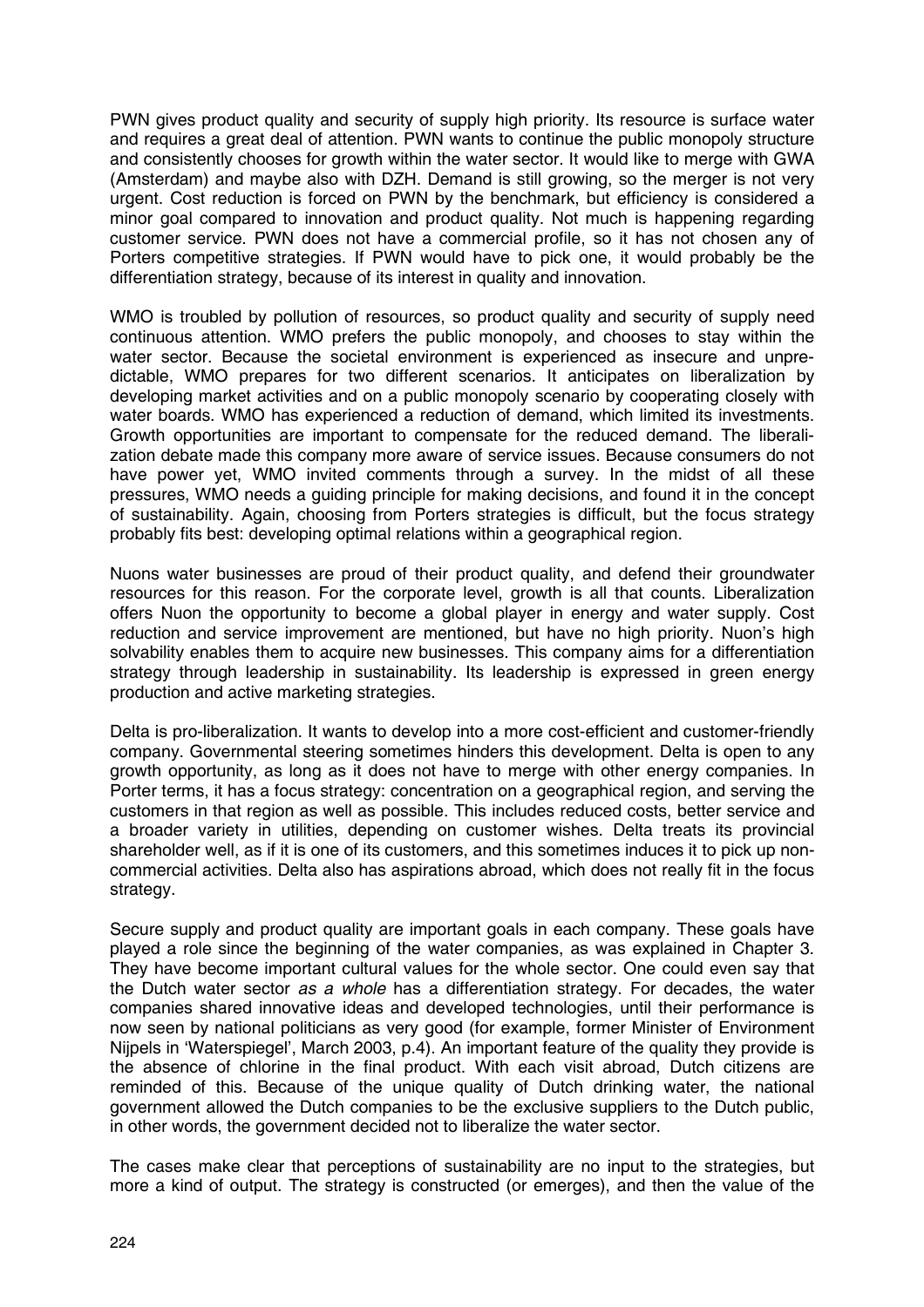PWN gives product quality and security of supply high priority. Its resource is surface water and requires a great deal of attention. PWN wants to continue the public monopoly structure and consistently chooses for growth within the water sector. It would like to merge with GWA (Amsterdam) and maybe also with DZH. Demand is still growing, so the merger is not very urgent. Cost reduction is forced on PWN by the benchmark, but efficiency is considered a minor goal compared to innovation and product quality. Not much is happening regarding customer service. PWN does not have a commercial profile, so it has not chosen any of Porters competitive strategies. If PWN would have to pick one, it would probably be the differentiation strategy, because of its interest in quality and innovation.

WMO is troubled by pollution of resources, so product quality and security of supply need continuous attention. WMO prefers the public monopoly, and chooses to stay within the water sector. Because the societal environment is experienced as insecure and unpredictable, WMO prepares for two different scenarios. It anticipates on liberalization by developing market activities and on a public monopoly scenario by cooperating closely with water boards. WMO has experienced a reduction of demand, which limited its investments. Growth opportunities are important to compensate for the reduced demand. The liberalization debate made this company more aware of service issues. Because consumers do not have power yet, WMO invited comments through a survey. In the midst of all these pressures, WMO needs a guiding principle for making decisions, and found it in the concept of sustainability. Again, choosing from Porters strategies is difficult, but the focus strategy probably fits best: developing optimal relations within a geographical region.

Nuons water businesses are proud of their product quality, and defend their groundwater resources for this reason. For the corporate level, growth is all that counts. Liberalization offers Nuon the opportunity to become a global player in energy and water supply. Cost reduction and service improvement are mentioned, but have no high priority. Nuon's high solvability enables them to acquire new businesses. This company aims for a differentiation strategy through leadership in sustainability. Its leadership is expressed in green energy production and active marketing strategies.

Delta is pro-liberalization. It wants to develop into a more cost-efficient and customer-friendly company. Governmental steering sometimes hinders this development. Delta is open to any growth opportunity, as long as it does not have to merge with other energy companies. In Porter terms, it has a focus strategy: concentration on a geographical region, and serving the customers in that region as well as possible. This includes reduced costs, better service and a broader variety in utilities, depending on customer wishes. Delta treats its provincial shareholder well, as if it is one of its customers, and this sometimes induces it to pick up non-commercial activities. Delta also has aspirations abroad, which does not really fit in the focus strategy.

Secure supply and product quality are important goals in each company. These goals have played a role since the beginning of the water companies, as was explained in Chapter 3. They have become important cultural values for the whole sector. One could even say that the Dutch water sector *as a whole* has a differentiation strategy. For decades, the water companies shared innovative ideas and developed technologies, until their performance is now seen by national politicians as very good (for example, former Minister of Environment Nijpels in 'Waterspiegel', March 2003, p.4). An important feature of the quality they provide is the absence of chlorine in the final product. With each visit abroad, Dutch citizens are reminded of this. Because of the unique quality of Dutch drinking water, the national government allowed the Dutch companies to be the exclusive suppliers to the Dutch public, in other words, the government decided not to liberalize the water sector.

The cases make clear that perceptions of sustainability are no input to the strategies, but more a kind of output. The strategy is constructed (or emerges), and then the value of the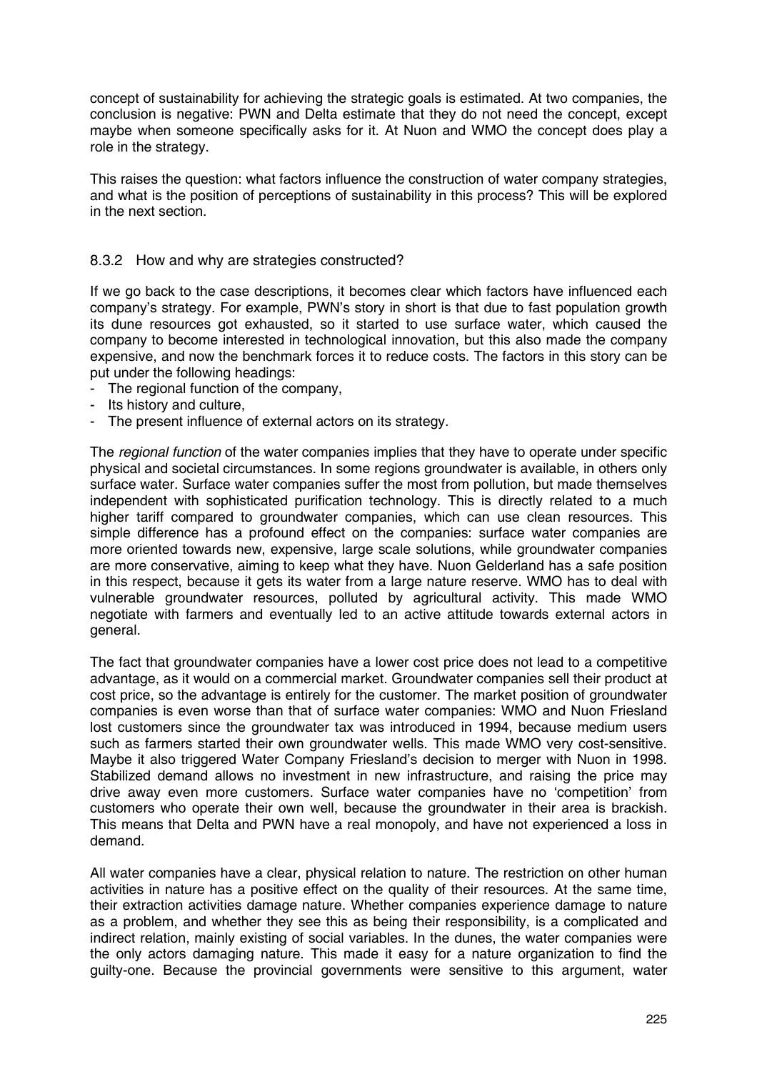concept of sustainability for achieving the strategic goals is estimated. At two companies, the conclusion is negative: PWN and Delta estimate that they do not need the concept, except maybe when someone specifically asks for it. At Nuon and WMO the concept does play a role in the strategy.

This raises the question: what factors influence the construction of water company strategies, and what is the position of perceptions of sustainability in this process? This will be explored in the next section.

### 8.3.2 How and why are strategies constructed?

If we go back to the case descriptions, it becomes clear which factors have influenced each company's strategy. For example, PWN's story in short is that due to fast population growth its dune resources got exhausted, so it started to use surface water, which caused the company to become interested in technological innovation, but this also made the company expensive, and now the benchmark forces it to reduce costs. The factors in this story can be put under the following headings:

- The regional function of the company,
- Its history and culture,
- The present influence of external actors on its strategy.

The *regional function* of the water companies implies that they have to operate under specific physical and societal circumstances. In some regions groundwater is available, in others only surface water. Surface water companies suffer the most from pollution, but made themselves independent with sophisticated purification technology. This is directly related to a much higher tariff compared to groundwater companies, which can use clean resources. This simple difference has a profound effect on the companies: surface water companies are more oriented towards new, expensive, large scale solutions, while groundwater companies are more conservative, aiming to keep what they have. Nuon Gelderland has a safe position in this respect, because it gets its water from a large nature reserve. WMO has to deal with vulnerable groundwater resources, polluted by agricultural activity. This made WMO negotiate with farmers and eventually led to an active attitude towards external actors in general.

The fact that groundwater companies have a lower cost price does not lead to a competitive advantage, as it would on a commercial market. Groundwater companies sell their product at cost price, so the advantage is entirely for the customer. The market position of groundwater companies is even worse than that of surface water companies: WMO and Nuon Friesland lost customers since the groundwater tax was introduced in 1994, because medium users such as farmers started their own groundwater wells. This made WMO very cost-sensitive. Maybe it also triggered Water Company Friesland's decision to merger with Nuon in 1998. Stabilized demand allows no investment in new infrastructure, and raising the price may drive away even more customers. Surface water companies have no 'competition' from customers who operate their own well, because the groundwater in their area is brackish. This means that Delta and PWN have a real monopoly, and have not experienced a loss in demand.

All water companies have a clear, physical relation to nature. The restriction on other human activities in nature has a positive effect on the quality of their resources. At the same time, their extraction activities damage nature. Whether companies experience damage to nature as a problem, and whether they see this as being their responsibility, is a complicated and indirect relation, mainly existing of social variables. In the dunes, the water companies were the only actors damaging nature. This made it easy for a nature organization to find the guilty-one. Because the provincial governments were sensitive to this argument, water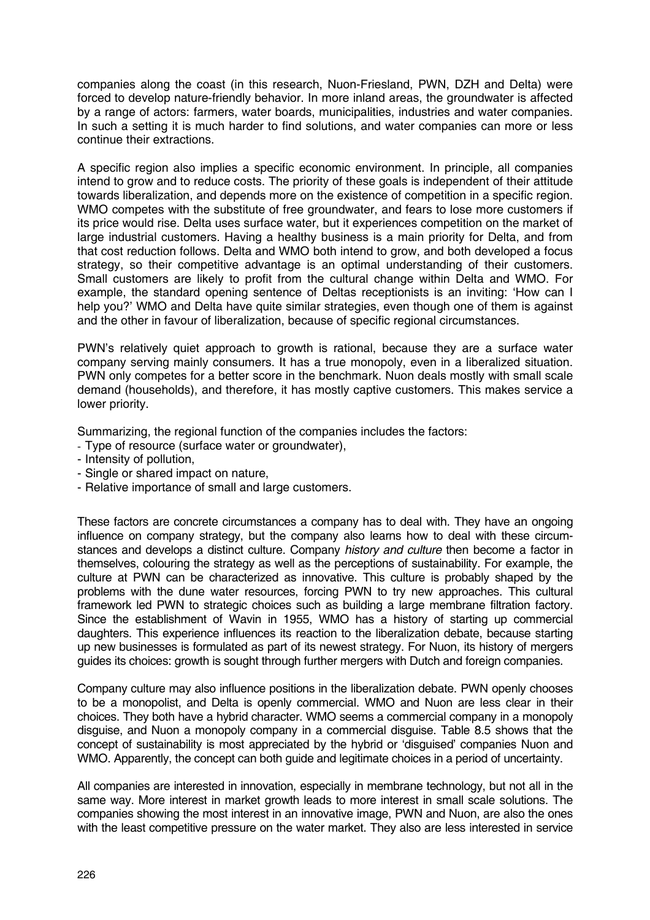companies along the coast (in this research, Nuon-Friesland, PWN, DZH and Delta) were forced to develop nature-friendly behavior. In more inland areas, the groundwater is affected by a range of actors: farmers, water boards, municipalities, industries and water companies. In such a setting it is much harder to find solutions, and water companies can more or less continue their extractions.

A specific region also implies a specific economic environment. In principle, all companies intend to grow and to reduce costs. The priority of these goals is independent of their attitude towards liberalization, and depends more on the existence of competition in a specific region. WMO competes with the substitute of free groundwater, and fears to lose more customers if its price would rise. Delta uses surface water, but it experiences competition on the market of large industrial customers. Having a healthy business is a main priority for Delta, and from that cost reduction follows. Delta and WMO both intend to grow, and both developed a focus strategy, so their competitive advantage is an optimal understanding of their customers. Small customers are likely to profit from the cultural change within Delta and WMO. For example, the standard opening sentence of Deltas receptionists is an inviting: 'How can I help you?' WMO and Delta have quite similar strategies, even though one of them is against and the other in favour of liberalization, because of specific regional circumstances.

PWN's relatively quiet approach to growth is rational, because they are a surface water company serving mainly consumers. It has a true monopoly, even in a liberalized situation. PWN only competes for a better score in the benchmark. Nuon deals mostly with small scale demand (households), and therefore, it has mostly captive customers. This makes service a lower priority.

Summarizing, the regional function of the companies includes the factors:
- Type of resource (surface water or groundwater),
- Intensity of pollution,
- Single or shared impact on nature,
- Relative importance of small and large customers.

These factors are concrete circumstances a company has to deal with. They have an ongoing influence on company strategy, but the company also learns how to deal with these circumstances and develops a distinct culture. Company *history and culture* then become a factor in themselves, colouring the strategy as well as the perceptions of sustainability. For example, the culture at PWN can be characterized as innovative. This culture is probably shaped by the problems with the dune water resources, forcing PWN to try new approaches. This cultural framework led PWN to strategic choices such as building a large membrane filtration factory. Since the establishment of Wavin in 1955, WMO has a history of starting up commercial daughters. This experience influences its reaction to the liberalization debate, because starting up new businesses is formulated as part of its newest strategy. For Nuon, its history of mergers guides its choices: growth is sought through further mergers with Dutch and foreign companies.

Company culture may also influence positions in the liberalization debate. PWN openly chooses to be a monopolist, and Delta is openly commercial. WMO and Nuon are less clear in their choices. They both have a hybrid character. WMO seems a commercial company in a monopoly disguise, and Nuon a monopoly company in a commercial disguise. Table 8.5 shows that the concept of sustainability is most appreciated by the hybrid or 'disguised' companies Nuon and WMO. Apparently, the concept can both guide and legitimate choices in a period of uncertainty.

All companies are interested in innovation, especially in membrane technology, but not all in the same way. More interest in market growth leads to more interest in small scale solutions. The companies showing the most interest in an innovative image, PWN and Nuon, are also the ones with the least competitive pressure on the water market. They also are less interested in service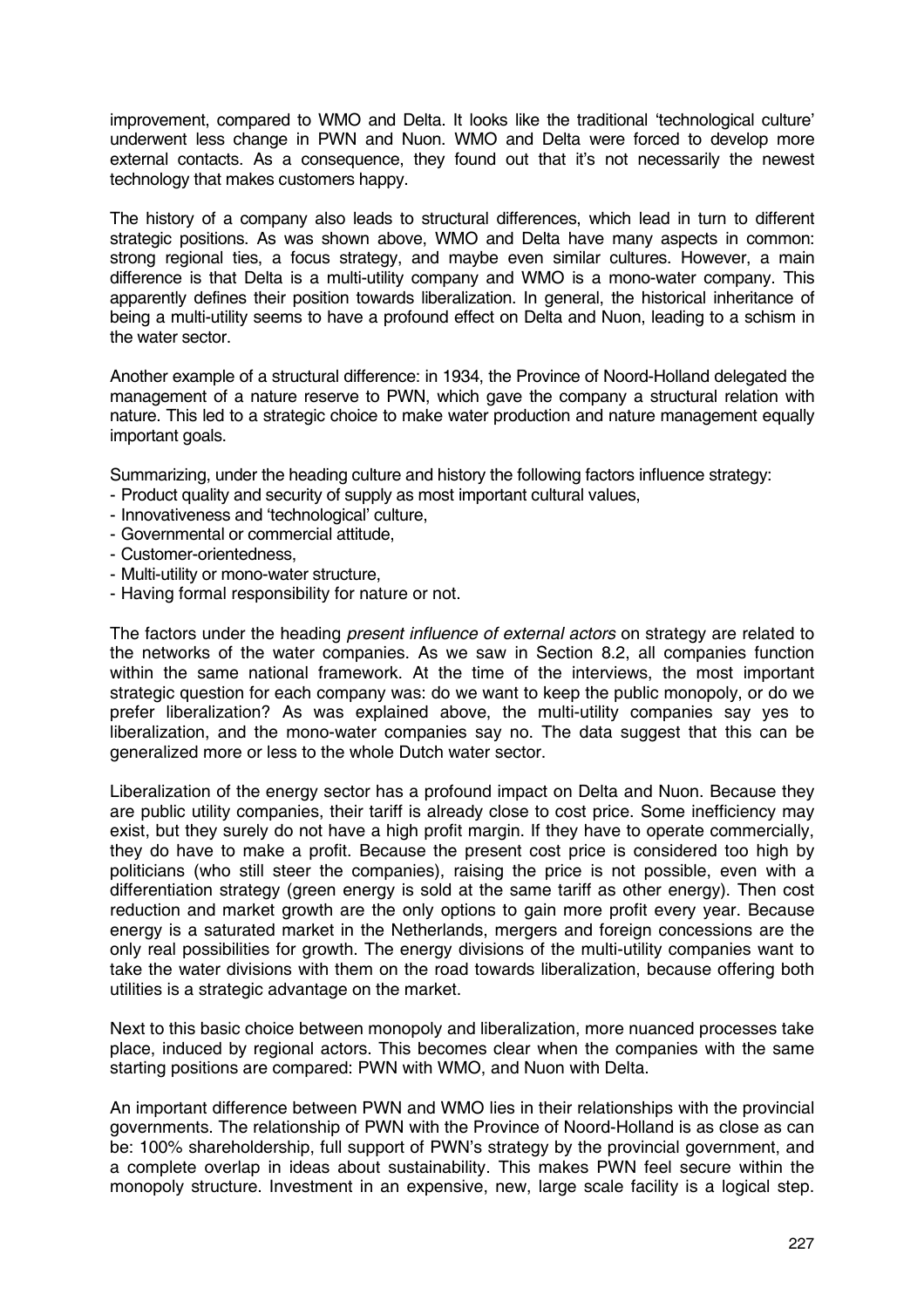improvement, compared to WMO and Delta. It looks like the traditional 'technological culture' underwent less change in PWN and Nuon. WMO and Delta were forced to develop more external contacts. As a consequence, they found out that it's not necessarily the newest technology that makes customers happy.

The history of a company also leads to structural differences, which lead in turn to different strategic positions. As was shown above, WMO and Delta have many aspects in common: strong regional ties, a focus strategy, and maybe even similar cultures. However, a main difference is that Delta is a multi-utility company and WMO is a mono-water company. This apparently defines their position towards liberalization. In general, the historical inheritance of being a multi-utility seems to have a profound effect on Delta and Nuon, leading to a schism in the water sector.

Another example of a structural difference: in 1934, the Province of Noord-Holland delegated the management of a nature reserve to PWN, which gave the company a structural relation with nature. This led to a strategic choice to make water production and nature management equally important goals.

Summarizing, under the heading culture and history the following factors influence strategy:

- Product quality and security of supply as most important cultural values,
- Innovativeness and 'technological' culture,
- Governmental or commercial attitude,
- Customer-orientedness,
- Multi-utility or mono-water structure,
- Having formal responsibility for nature or not.

The factors under the heading *present influence of external actors* on strategy are related to the networks of the water companies. As we saw in Section 8.2, all companies function within the same national framework. At the time of the interviews, the most important strategic question for each company was: do we want to keep the public monopoly, or do we prefer liberalization? As was explained above, the multi-utility companies say yes to liberalization, and the mono-water companies say no. The data suggest that this can be generalized more or less to the whole Dutch water sector.

Liberalization of the energy sector has a profound impact on Delta and Nuon. Because they are public utility companies, their tariff is already close to cost price. Some inefficiency may exist, but they surely do not have a high profit margin. If they have to operate commercially, they do have to make a profit. Because the present cost price is considered too high by politicians (who still steer the companies), raising the price is not possible, even with a differentiation strategy (green energy is sold at the same tariff as other energy). Then cost reduction and market growth are the only options to gain more profit every year. Because energy is a saturated market in the Netherlands, mergers and foreign concessions are the only real possibilities for growth. The energy divisions of the multi-utility companies want to take the water divisions with them on the road towards liberalization, because offering both utilities is a strategic advantage on the market.

Next to this basic choice between monopoly and liberalization, more nuanced processes take place, induced by regional actors. This becomes clear when the companies with the same starting positions are compared: PWN with WMO, and Nuon with Delta.

An important difference between PWN and WMO lies in their relationships with the provincial governments. The relationship of PWN with the Province of Noord-Holland is as close as can be: 100% shareholdership, full support of PWN's strategy by the provincial government, and a complete overlap in ideas about sustainability. This makes PWN feel secure within the monopoly structure. Investment in an expensive, new, large scale facility is a logical step.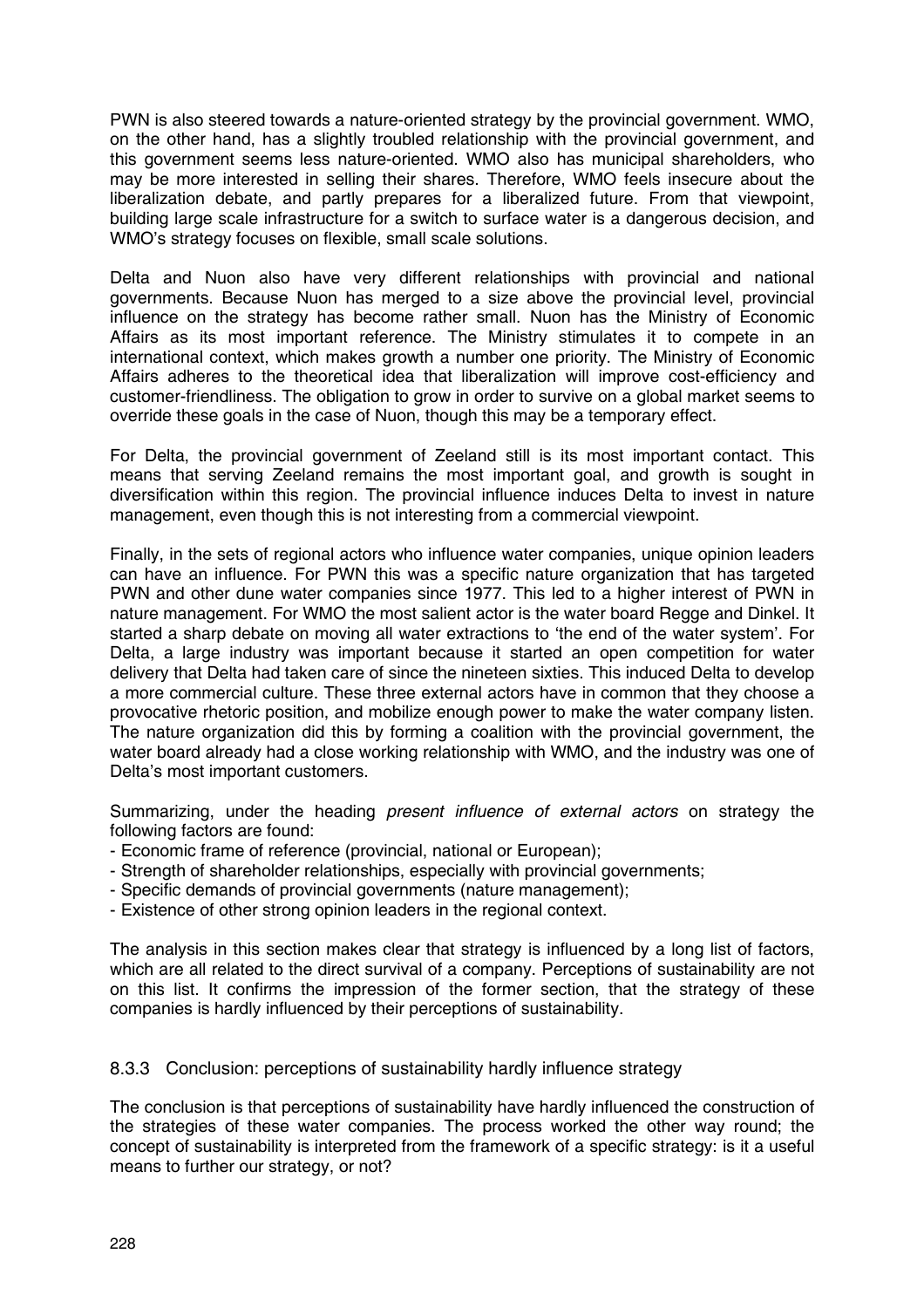PWN is also steered towards a nature-oriented strategy by the provincial government. WMO, on the other hand, has a slightly troubled relationship with the provincial government, and this government seems less nature-oriented. WMO also has municipal shareholders, who may be more interested in selling their shares. Therefore, WMO feels insecure about the liberalization debate, and partly prepares for a liberalized future. From that viewpoint, building large scale infrastructure for a switch to surface water is a dangerous decision, and WMO's strategy focuses on flexible, small scale solutions.

Delta and Nuon also have very different relationships with provincial and national governments. Because Nuon has merged to a size above the provincial level, provincial influence on the strategy has become rather small. Nuon has the Ministry of Economic Affairs as its most important reference. The Ministry stimulates it to compete in an international context, which makes growth a number one priority. The Ministry of Economic Affairs adheres to the theoretical idea that liberalization will improve cost-efficiency and customer-friendliness. The obligation to grow in order to survive on a global market seems to override these goals in the case of Nuon, though this may be a temporary effect.

For Delta, the provincial government of Zeeland still is its most important contact. This means that serving Zeeland remains the most important goal, and growth is sought in diversification within this region. The provincial influence induces Delta to invest in nature management, even though this is not interesting from a commercial viewpoint.

Finally, in the sets of regional actors who influence water companies, unique opinion leaders can have an influence. For PWN this was a specific nature organization that has targeted PWN and other dune water companies since 1977. This led to a higher interest of PWN in nature management. For WMO the most salient actor is the water board Regge and Dinkel. It started a sharp debate on moving all water extractions to 'the end of the water system'. For Delta, a large industry was important because it started an open competition for water delivery that Delta had taken care of since the nineteen sixties. This induced Delta to develop a more commercial culture. These three external actors have in common that they choose a provocative rhetoric position, and mobilize enough power to make the water company listen. The nature organization did this by forming a coalition with the provincial government, the water board already had a close working relationship with WMO, and the industry was one of Delta's most important customers.

Summarizing, under the heading *present influence of external actors* on strategy the following factors are found:

- Economic frame of reference (provincial, national or European);
- Strength of shareholder relationships, especially with provincial governments;
- Specific demands of provincial governments (nature management);
- Existence of other strong opinion leaders in the regional context.

The analysis in this section makes clear that strategy is influenced by a long list of factors, which are all related to the direct survival of a company. Perceptions of sustainability are not on this list. It confirms the impression of the former section, that the strategy of these companies is hardly influenced by their perceptions of sustainability.

### 8.3.3 Conclusion: perceptions of sustainability hardly influence strategy

The conclusion is that perceptions of sustainability have hardly influenced the construction of the strategies of these water companies. The process worked the other way round; the concept of sustainability is interpreted from the framework of a specific strategy: is it a useful means to further our strategy, or not?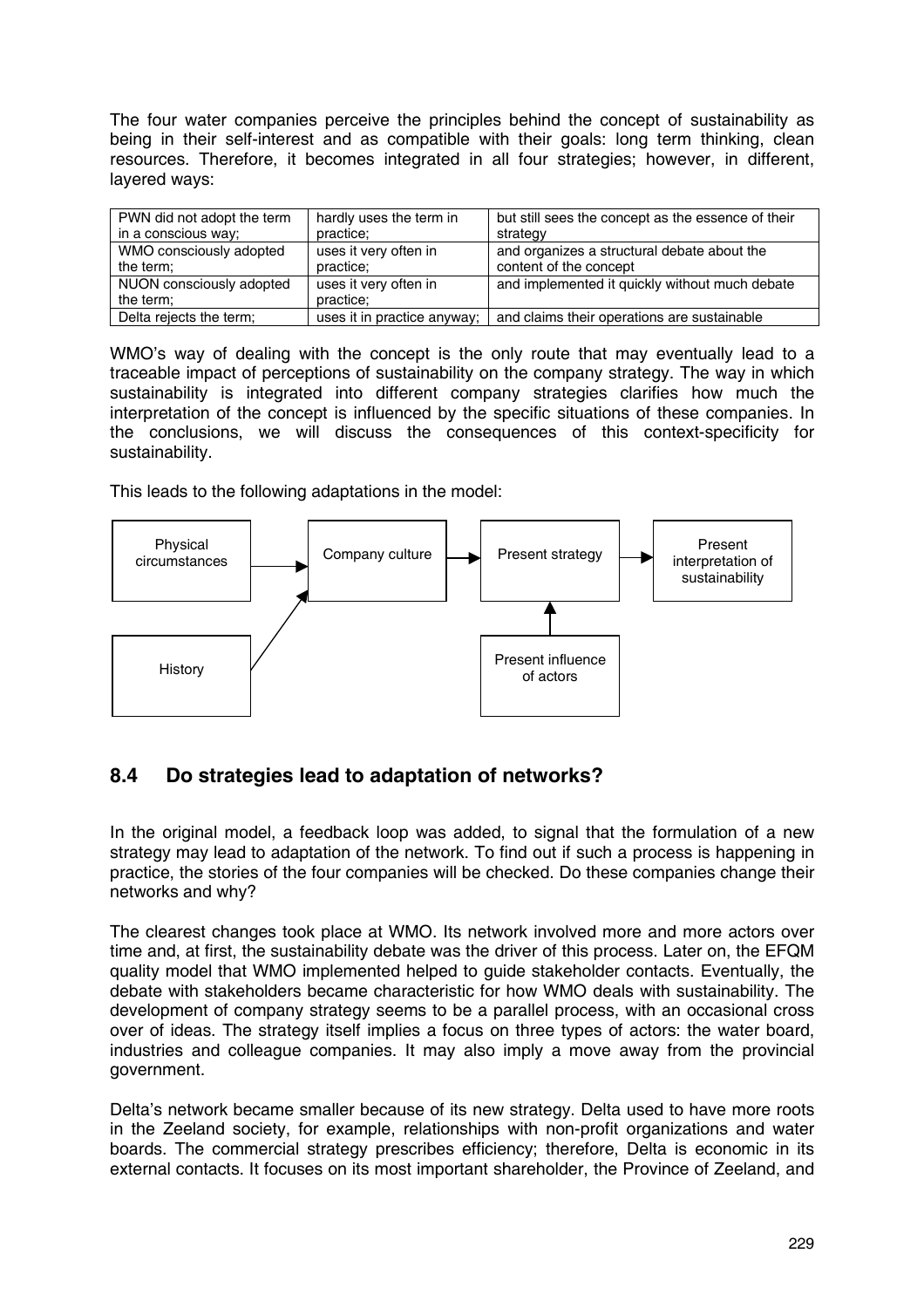The four water companies perceive the principles behind the concept of sustainability as being in their self-interest and as compatible with their goals: long term thinking, clean resources. Therefore, it becomes integrated in all four strategies; however, in different, layered ways:

| PWN did not adopt the term in a conscious way; | hardly uses the term in practice; | but still sees the concept as the essence of their strategy |
|---|---|---|
| WMO consciously adopted the term; | uses it very often in practice; | and organizes a structural debate about the content of the concept |
| NUON consciously adopted the term; | uses it very often in practice; | and implemented it quickly without much debate |
| Delta rejects the term; | uses it in practice anyway; | and claims their operations are sustainable |

WMO's way of dealing with the concept is the only route that may eventually lead to a traceable impact of perceptions of sustainability on the company strategy. The way in which sustainability is integrated into different company strategies clarifies how much the interpretation of the concept is influenced by the specific situations of these companies. In the conclusions, we will discuss the consequences of this context-specificity for sustainability.

This leads to the following adaptations in the model:

Physical circumstances → Company culture
History → Company culture
Company culture → Present strategy
Present influence of actors → Present strategy
Present strategy → Present interpretation of sustainability

## 8.4 Do strategies lead to adaptation of networks?

In the original model, a feedback loop was added, to signal that the formulation of a new strategy may lead to adaptation of the network. To find out if such a process is happening in practice, the stories of the four companies will be checked. Do these companies change their networks and why?

The clearest changes took place at WMO. Its network involved more and more actors over time and, at first, the sustainability debate was the driver of this process. Later on, the EFQM quality model that WMO implemented helped to guide stakeholder contacts. Eventually, the debate with stakeholders became characteristic for how WMO deals with sustainability. The development of company strategy seems to be a parallel process, with an occasional cross over of ideas. The strategy itself implies a focus on three types of actors: the water board, industries and colleague companies. It may also imply a move away from the provincial government.

Delta's network became smaller because of its new strategy. Delta used to have more roots in the Zeeland society, for example, relationships with non-profit organizations and water boards. The commercial strategy prescribes efficiency; therefore, Delta is economic in its external contacts. It focuses on its most important shareholder, the Province of Zeeland, and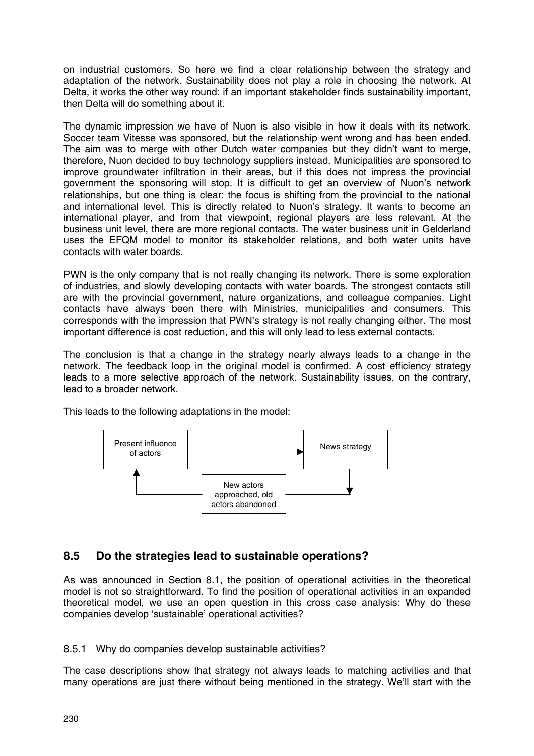on industrial customers. So here we find a clear relationship between the strategy and adaptation of the network. Sustainability does not play a role in choosing the network. At Delta, it works the other way round: if an important stakeholder finds sustainability important, then Delta will do something about it.

The dynamic impression we have of Nuon is also visible in how it deals with its network. Soccer team Vitesse was sponsored, but the relationship went wrong and has been ended. The aim was to merge with other Dutch water companies but they didn't want to merge, therefore, Nuon decided to buy technology suppliers instead. Municipalities are sponsored to improve groundwater infiltration in their areas, but if this does not impress the provincial government the sponsoring will stop. It is difficult to get an overview of Nuon's network relationships, but one thing is clear: the focus is shifting from the provincial to the national and international level. This is directly related to Nuon's strategy. It wants to become an international player, and from that viewpoint, regional players are less relevant. At the business unit level, there are more regional contacts. The water business unit in Gelderland uses the EFQM model to monitor its stakeholder relations, and both water units have contacts with water boards.

PWN is the only company that is not really changing its network. There is some exploration of industries, and slowly developing contacts with water boards. The strongest contacts still are with the provincial government, nature organizations, and colleague companies. Light contacts have always been there with Ministries, municipalities and consumers. This corresponds with the impression that PWN's strategy is not really changing either. The most important difference is cost reduction, and this will only lead to less external contacts.

The conclusion is that a change in the strategy nearly always leads to a change in the network. The feedback loop in the original model is confirmed. A cost efficiency strategy leads to a more selective approach of the network. Sustainability issues, on the contrary, lead to a broader network.

This leads to the following adaptations in the model:

Present influence of actors → News strategy → New actors approached, old actors abandoned → Present influence of actors

## 8.5 Do the strategies lead to sustainable operations?

As was announced in Section 8.1, the position of operational activities in the theoretical model is not so straightforward. To find the position of operational activities in an expanded theoretical model, we use an open question in this cross case analysis: Why do these companies develop 'sustainable' operational activities?

### 8.5.1 Why do companies develop sustainable activities?

The case descriptions show that strategy not always leads to matching activities and that many operations are just there without being mentioned in the strategy. We'll start with the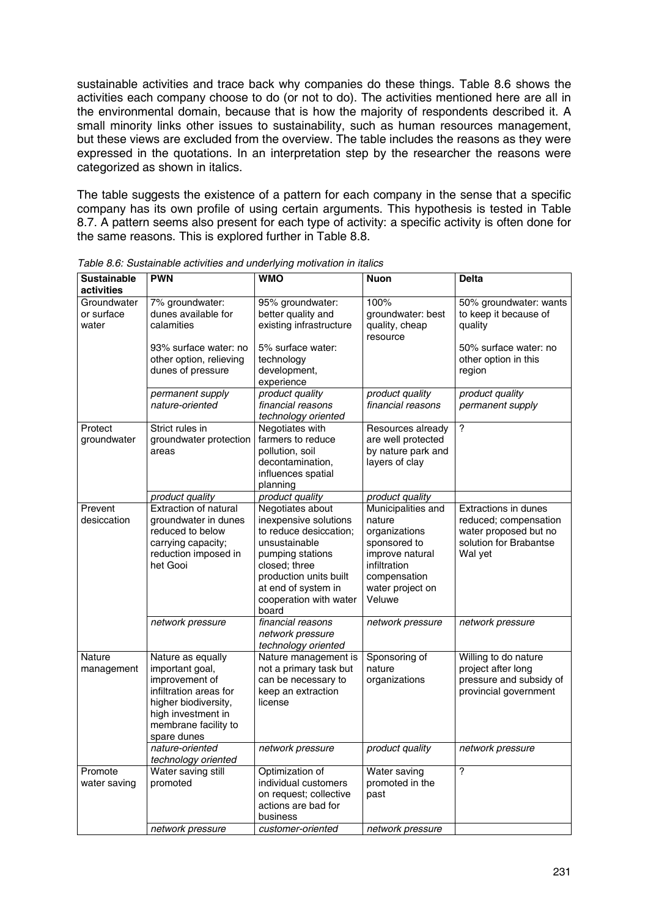sustainable activities and trace back why companies do these things. Table 8.6 shows the activities each company choose to do (or not to do). The activities mentioned here are all in the environmental domain, because that is how the majority of respondents described it. A small minority links other issues to sustainability, such as human resources management, but these views are excluded from the overview. The table includes the reasons as they were expressed in the quotations. In an interpretation step by the researcher the reasons were categorized as shown in italics.

The table suggests the existence of a pattern for each company in the sense that a specific company has its own profile of using certain arguments. This hypothesis is tested in Table 8.7. A pattern seems also present for each type of activity: a specific activity is often done for the same reasons. This is explored further in Table 8.8.

*Table 8.6: Sustainable activities and underlying motivation in italics*

| Sustainable activities | PWN | WMO | Nuon | Delta |
|---|---|---|---|---|
| Groundwater or surface water | 7% groundwater: dunes available for calamities<br><br>93% surface water: no other option, relieving dunes of pressure | 95% groundwater: better quality and existing infrastructure<br><br>5% surface water: technology development, experience | 100% groundwater: best quality, cheap resource | 50% groundwater: wants to keep it because of quality<br><br>50% surface water: no other option in this region |
| | *permanent supply*<br>*nature-oriented* | *product quality*<br>*financial reasons*<br>*technology oriented* | *product quality*<br>*financial reasons* | *product quality*<br>*permanent supply* |
| Protect groundwater | Strict rules in groundwater protection areas | Negotiates with farmers to reduce pollution, soil decontamination, influences spatial planning | Resources already are well protected by nature park and layers of clay | ? |
| | *product quality* | *product quality* | *product quality* | |
| Prevent desiccation | Extraction of natural groundwater in dunes reduced to below carrying capacity; reduction imposed in het Gooi | Negotiates about inexpensive solutions to reduce desiccation; unsustainable pumping stations closed; three production units built at end of system in cooperation with water board | Municipalities and nature organizations sponsored to improve natural infiltration compensation water project on Veluwe | Extractions in dunes reduced; compensation water proposed but no solution for Brabantse Wal yet |
| | *network pressure* | *financial reasons*<br>*network pressure*<br>*technology oriented* | *network pressure* | *network pressure* |
| Nature management | Nature as equally important goal, improvement of infiltration areas for higher biodiversity, high investment in membrane facility to spare dunes | Nature management is not a primary task but can be necessary to keep an extraction license | Sponsoring of nature organizations | Willing to do nature project after long pressure and subsidy of provincial government |
| | *nature-oriented*<br>*technology oriented* | *network pressure* | *product quality* | *network pressure* |
| Promote water saving | Water saving still promoted | Optimization of individual customers on request; collective actions are bad for business | Water saving promoted in the past | ? |
| | *network pressure* | *customer-oriented* | *network pressure* | |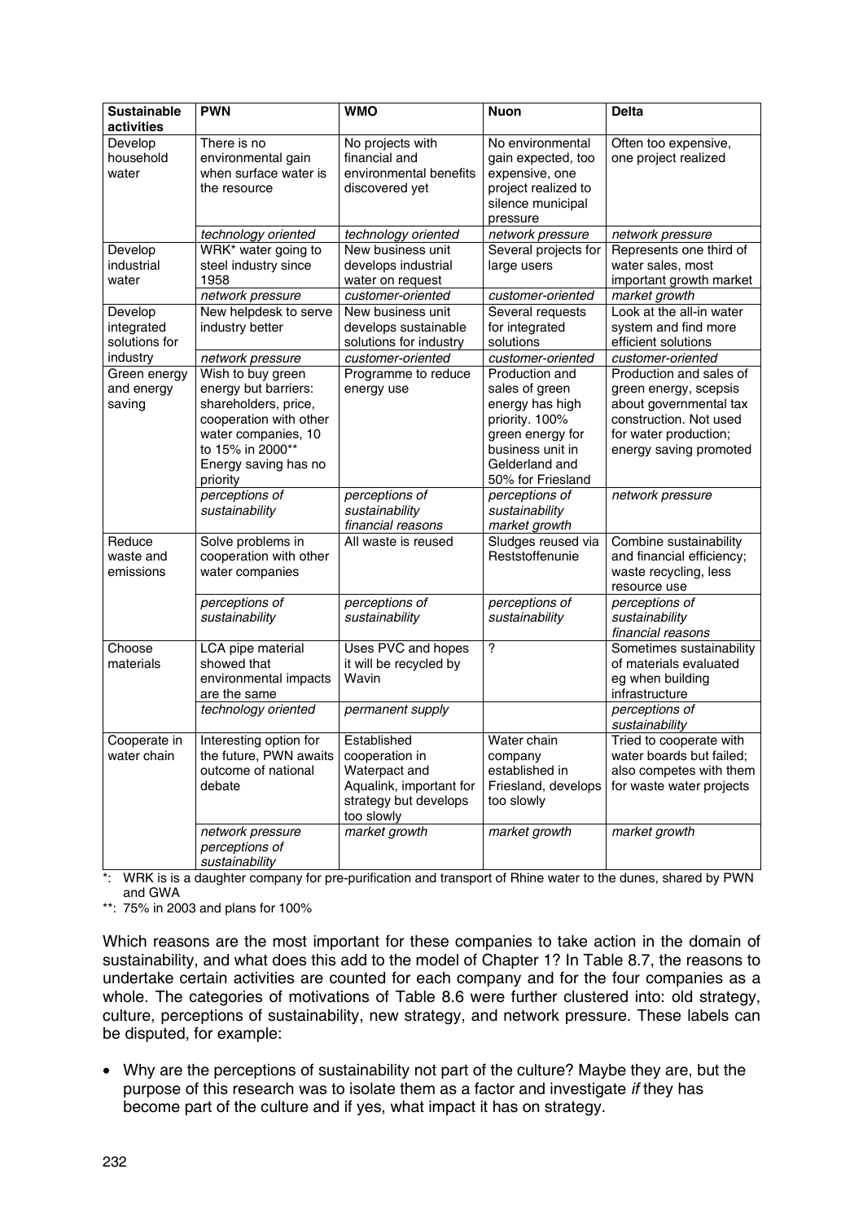| Sustainable activities | PWN | WMO | Nuon | Delta |
|---|---|---|---|---|
| Develop household water | There is no environmental gain when surface water is the resource | No projects with financial and environmental benefits discovered yet | No environmental gain expected, too expensive, one project realized to silence municipal pressure | Often too expensive, one project realized |
| | *technology oriented* | *technology oriented* | *network pressure* | *network pressure* |
| Develop industrial water | WRK* water going to steel industry since 1958 | New business unit develops industrial water on request | Several projects for large users | Represents one third of water sales, most important growth market |
| | *network pressure* | *customer-oriented* | *customer-oriented* | *market growth* |
| Develop integrated solutions for industry | New helpdesk to serve industry better | New business unit develops sustainable solutions for industry | Several requests for integrated solutions | Look at the all-in water system and find more efficient solutions |
| | *network pressure* | *customer-oriented* | *customer-oriented* | *customer-oriented* |
| Green energy and energy saving | Wish to buy green energy but barriers: shareholders, price, cooperation with other water companies, 10 to 15% in 2000** Energy saving has no priority | Programme to reduce energy use | Production and sales of green energy has high priority. 100% green energy for business unit in Gelderland and 50% for Friesland | Production and sales of green energy, scepsis about governmental tax construction. Not used for water production; energy saving promoted |
| | *perceptions of sustainability* | *perceptions of sustainability financial reasons* | *perceptions of sustainability market growth* | *network pressure* |
| Reduce waste and emissions | Solve problems in cooperation with other water companies | All waste is reused | Sludges reused via Reststoffenunie | Combine sustainability and financial efficiency; waste recycling, less resource use |
| | *perceptions of sustainability* | *perceptions of sustainability* | *perceptions of sustainability* | *perceptions of sustainability financial reasons* |
| Choose materials | LCA pipe material showed that environmental impacts are the same | Uses PVC and hopes it will be recycled by Wavin | ? | Sometimes sustainability of materials evaluated eg when building infrastructure |
| | *technology oriented* | *permanent supply* | | *perceptions of sustainability* |
| Cooperate in water chain | Interesting option for the future, PWN awaits outcome of national debate | Established cooperation in Waterpact and Aqualink, important for strategy but develops too slowly | Water chain company established in Friesland, develops too slowly | Tried to cooperate with water boards but failed; also competes with them for waste water projects |
| | *network pressure perceptions of sustainability* | *market growth* | *market growth* | *market growth* |

*: WRK is is a daughter company for pre-purification and transport of Rhine water to the dunes, shared by PWN and GWA

**: 75% in 2003 and plans for 100%

Which reasons are the most important for these companies to take action in the domain of sustainability, and what does this add to the model of Chapter 1? In Table 8.7, the reasons to undertake certain activities are counted for each company and for the four companies as a whole. The categories of motivations of Table 8.6 were further clustered into: old strategy, culture, perceptions of sustainability, new strategy, and network pressure. These labels can be disputed, for example:

- Why are the perceptions of sustainability not part of the culture? Maybe they are, but the purpose of this research was to isolate them as a factor and investigate *if* they has become part of the culture and if yes, what impact it has on strategy.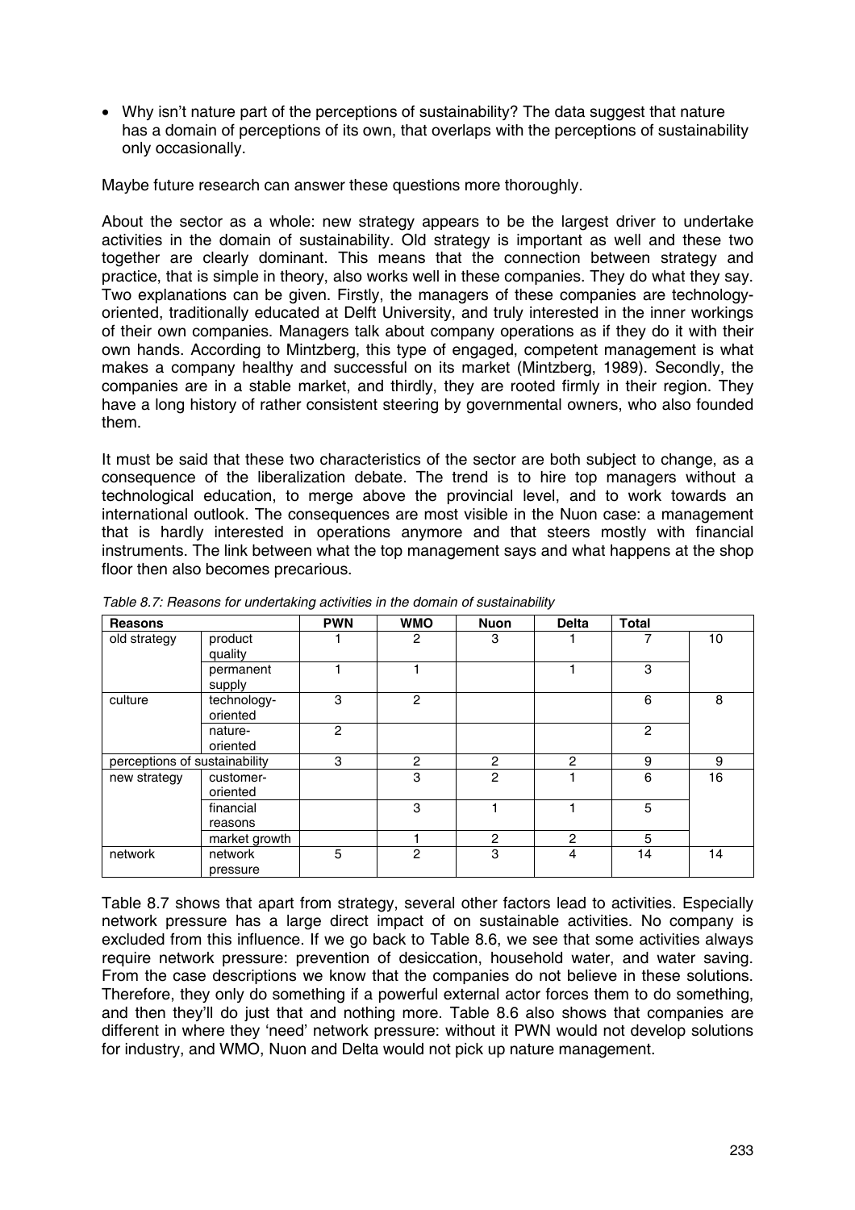- Why isn't nature part of the perceptions of sustainability? The data suggest that nature has a domain of perceptions of its own, that overlaps with the perceptions of sustainability only occasionally.

Maybe future research can answer these questions more thoroughly.

About the sector as a whole: new strategy appears to be the largest driver to undertake activities in the domain of sustainability. Old strategy is important as well and these two together are clearly dominant. This means that the connection between strategy and practice, that is simple in theory, also works well in these companies. They do what they say. Two explanations can be given. Firstly, the managers of these companies are technology-oriented, traditionally educated at Delft University, and truly interested in the inner workings of their own companies. Managers talk about company operations as if they do it with their own hands. According to Mintzberg, this type of engaged, competent management is what makes a company healthy and successful on its market (Mintzberg, 1989). Secondly, the companies are in a stable market, and thirdly, they are rooted firmly in their region. They have a long history of rather consistent steering by governmental owners, who also founded them.

It must be said that these two characteristics of the sector are both subject to change, as a consequence of the liberalization debate. The trend is to hire top managers without a technological education, to merge above the provincial level, and to work towards an international outlook. The consequences are most visible in the Nuon case: a management that is hardly interested in operations anymore and that steers mostly with financial instruments. The link between what the top management says and what happens at the shop floor then also becomes precarious.

*Table 8.7: Reasons for undertaking activities in the domain of sustainability*

| Reasons | | PWN | WMO | Nuon | Delta | Total | |
|---|---|---|---|---|---|---|---|
| old strategy | product quality | 1 | 2 | 3 | 1 | 7 | 10 |
| | permanent supply | 1 | 1 | | 1 | 3 | |
| culture | technology-oriented | 3 | 2 | | | 6 | 8 |
| | nature-oriented | 2 | | | | 2 | |
| perceptions of sustainability | | 3 | 2 | 2 | 2 | 9 | 9 |
| new strategy | customer-oriented | | 3 | 2 | 1 | 6 | 16 |
| | financial reasons | | 3 | 1 | 1 | 5 | |
| | market growth | | 1 | 2 | 2 | 5 | |
| network | network pressure | 5 | 2 | 3 | 4 | 14 | 14 |

Table 8.7 shows that apart from strategy, several other factors lead to activities. Especially network pressure has a large direct impact of on sustainable activities. No company is excluded from this influence. If we go back to Table 8.6, we see that some activities always require network pressure: prevention of desiccation, household water, and water saving. From the case descriptions we know that the companies do not believe in these solutions. Therefore, they only do something if a powerful external actor forces them to do something, and then they'll do just that and nothing more. Table 8.6 also shows that companies are different in where they 'need' network pressure: without it PWN would not develop solutions for industry, and WMO, Nuon and Delta would not pick up nature management.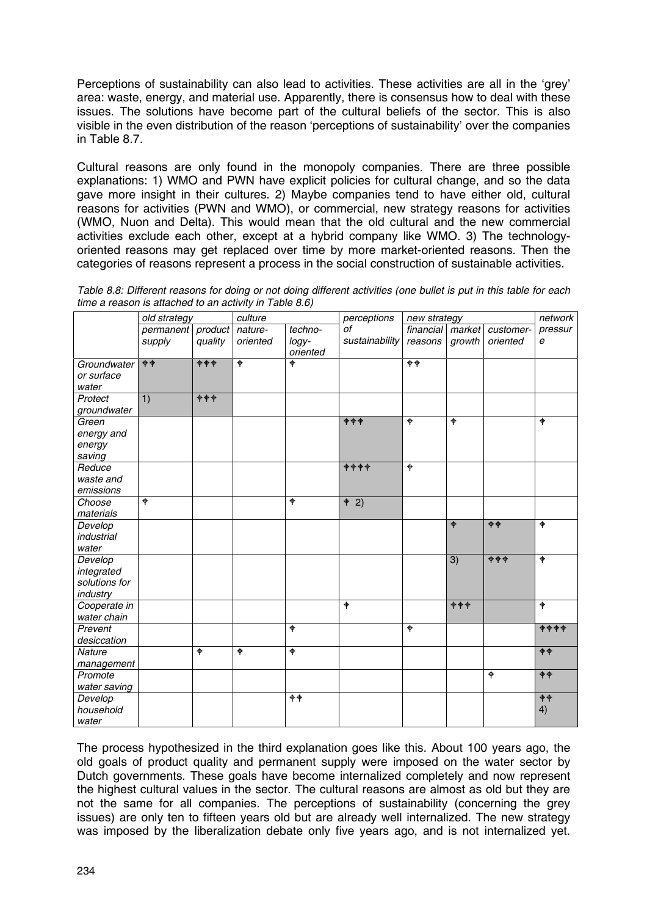Perceptions of sustainability can also lead to activities. These activities are all in the 'grey' area: waste, energy, and material use. Apparently, there is consensus how to deal with these issues. The solutions have become part of the cultural beliefs of the sector. This is also visible in the even distribution of the reason 'perceptions of sustainability' over the companies in Table 8.7.

Cultural reasons are only found in the monopoly companies. There are three possible explanations: 1) WMO and PWN have explicit policies for cultural change, and so the data gave more insight in their cultures. 2) Maybe companies tend to have either old, cultural reasons for activities (PWN and WMO), or commercial, new strategy reasons for activities (WMO, Nuon and Delta). This would mean that the old cultural and the new commercial activities exclude each other, except at a hybrid company like WMO. 3) The technology-oriented reasons may get replaced over time by more market-oriented reasons. Then the categories of reasons represent a process in the social construction of sustainable activities.

*Table 8.8: Different reasons for doing or not doing different activities (one bullet is put in this table for each time a reason is attached to an activity in Table 8.6)*

| | *old strategy* | | *culture* | | *perceptions* | *new strategy* | | | *network* |
|---|---|---|---|---|---|---|---|---|---|
| | *permanent supply* | *product quality* | *nature-oriented* | *techno-logy-oriented* | *of sustainability* | *financial reasons* | *market growth* | *customer-oriented* | *pressure* |
| *Groundwater or surface water* | ♦♦ | ♦♦♦ | ♦ | ♦ | | ♦♦ | | | |
| *Protect groundwater* | 1) | ♦♦♦ | | | | | | | |
| *Green energy and energy saving* | | | | | ♦♦♦ | ♦ | ♦ | | ♦ |
| *Reduce waste and emissions* | | | | | ♦♦♦♦ | ♦ | | | |
| *Choose materials* | ♦ | | | ♦ | ♦ 2) | | | | |
| *Develop industrial water* | | | | | | | ♦ | ♦♦ | ♦ |
| *Develop integrated solutions for industry* | | | | | | | 3) | ♦♦♦ | ♦ |
| *Cooperate in water chain* | | | | | ♦ | | ♦♦♦ | | ♦ |
| *Prevent desiccation* | | | | ♦ | | ♦ | | | ♦♦♦♦ |
| *Nature management* | | ♦ | ♦ | ♦ | | | | | ♦♦ |
| *Promote water saving* | | | | | | | | ♦ | ♦♦ |
| *Develop household water* | | | | ♦♦ | | | | | ♦♦ 4) |

The process hypothesized in the third explanation goes like this. About 100 years ago, the old goals of product quality and permanent supply were imposed on the water sector by Dutch governments. These goals have become internalized completely and now represent the highest cultural values in the sector. The cultural reasons are almost as old but they are not the same for all companies. The perceptions of sustainability (concerning the grey issues) are only ten to fifteen years old but are already well internalized. The new strategy was imposed by the liberalization debate only five years ago, and is not internalized yet.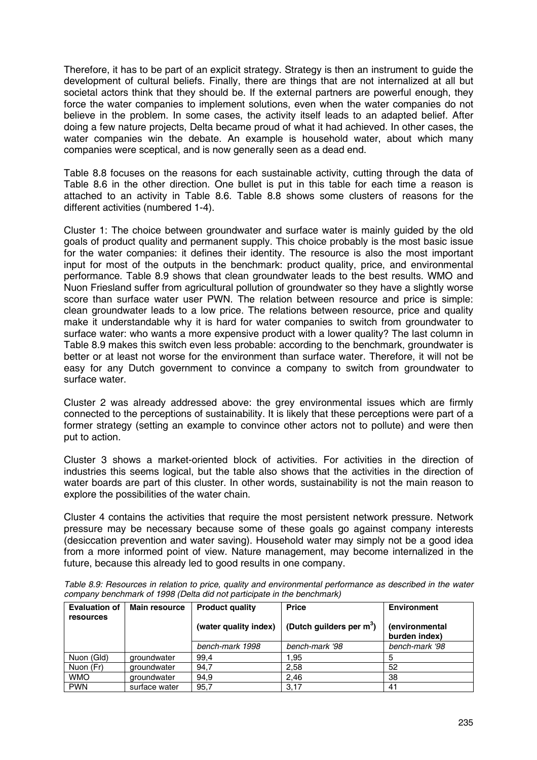Therefore, it has to be part of an explicit strategy. Strategy is then an instrument to guide the development of cultural beliefs. Finally, there are things that are not internalized at all but societal actors think that they should be. If the external partners are powerful enough, they force the water companies to implement solutions, even when the water companies do not believe in the problem. In some cases, the activity itself leads to an adapted belief. After doing a few nature projects, Delta became proud of what it had achieved. In other cases, the water companies win the debate. An example is household water, about which many companies were sceptical, and is now generally seen as a dead end.

Table 8.8 focuses on the reasons for each sustainable activity, cutting through the data of Table 8.6 in the other direction. One bullet is put in this table for each time a reason is attached to an activity in Table 8.6. Table 8.8 shows some clusters of reasons for the different activities (numbered 1-4).

Cluster 1: The choice between groundwater and surface water is mainly guided by the old goals of product quality and permanent supply. This choice probably is the most basic issue for the water companies: it defines their identity. The resource is also the most important input for most of the outputs in the benchmark: product quality, price, and environmental performance. Table 8.9 shows that clean groundwater leads to the best results. WMO and Nuon Friesland suffer from agricultural pollution of groundwater so they have a slightly worse score than surface water user PWN. The relation between resource and price is simple: clean groundwater leads to a low price. The relations between resource, price and quality make it understandable why it is hard for water companies to switch from groundwater to surface water: who wants a more expensive product with a lower quality? The last column in Table 8.9 makes this switch even less probable: according to the benchmark, groundwater is better or at least not worse for the environment than surface water. Therefore, it will not be easy for any Dutch government to convince a company to switch from groundwater to surface water.

Cluster 2 was already addressed above: the grey environmental issues which are firmly connected to the perceptions of sustainability. It is likely that these perceptions were part of a former strategy (setting an example to convince other actors not to pollute) and were then put to action.

Cluster 3 shows a market-oriented block of activities. For activities in the direction of industries this seems logical, but the table also shows that the activities in the direction of water boards are part of this cluster. In other words, sustainability is not the main reason to explore the possibilities of the water chain.

Cluster 4 contains the activities that require the most persistent network pressure. Network pressure may be necessary because some of these goals go against company interests (desiccation prevention and water saving). Household water may simply not be a good idea from a more informed point of view. Nature management, may become internalized in the future, because this already led to good results in one company.

*Table 8.9: Resources in relation to price, quality and environmental performance as described in the water company benchmark of 1998 (Delta did not participate in the benchmark)*

| Evaluation of resources | Main resource | Product quality (water quality index) | Price (Dutch guilders per $m^3$) | Environment (environmental burden index) |
|---|---|---|---|---|
| | | *bench-mark 1998* | *bench-mark '98* | *bench-mark '98* |
| Nuon (Gld) | groundwater | 99,4 | 1,95 | 5 |
| Nuon (Fr) | groundwater | 94,7 | 2,58 | 52 |
| WMO | groundwater | 94,9 | 2,46 | 38 |
| PWN | surface water | 95,7 | 3,17 | 41 |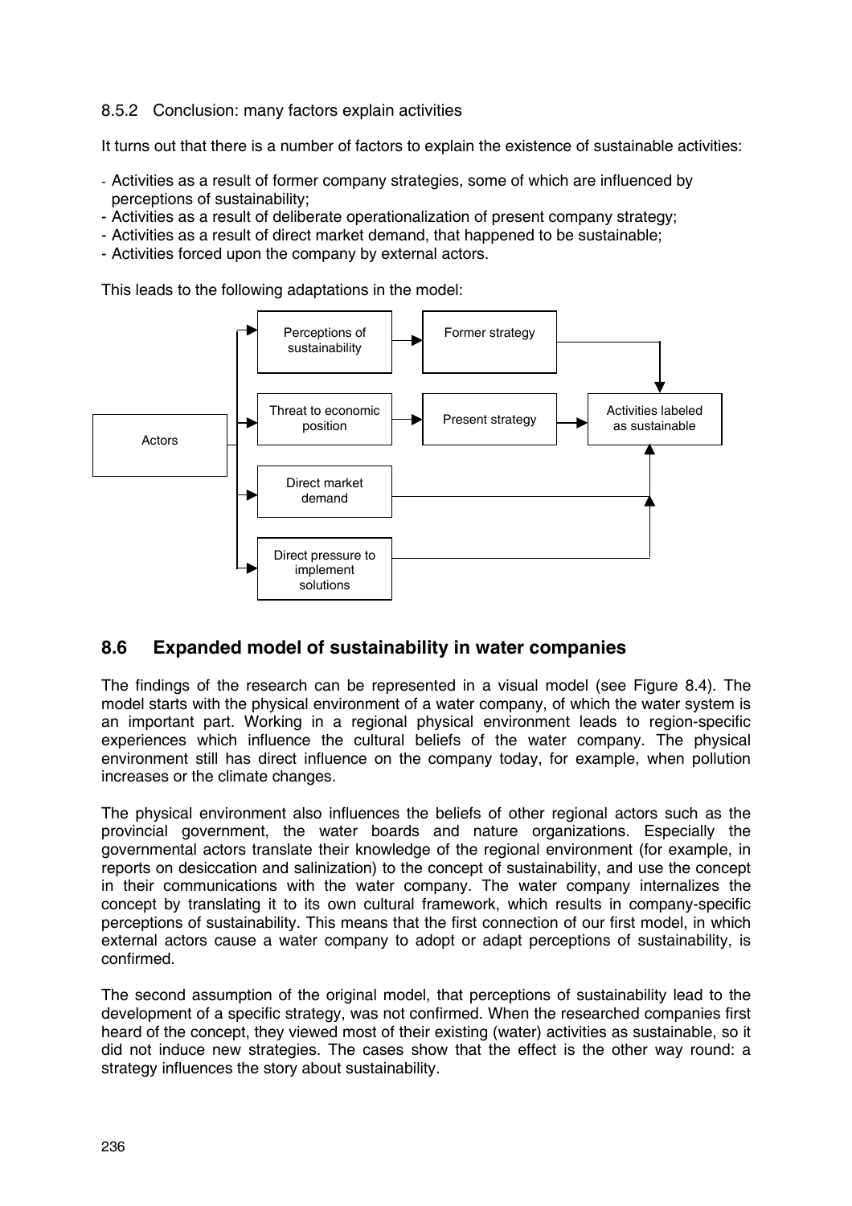### 8.5.2 Conclusion: many factors explain activities

It turns out that there is a number of factors to explain the existence of sustainable activities:

- Activities as a result of former company strategies, some of which are influenced by perceptions of sustainability;
- Activities as a result of deliberate operationalization of present company strategy;
- Activities as a result of direct market demand, that happened to be sustainable;
- Activities forced upon the company by external actors.

This leads to the following adaptations in the model:

```
                 ┌──> Perceptions of sustainability ──> Former strategy ──────┐
                 │                                                             v
Actors ──────────┼──> Threat to economic position ──> Present strategy ──> Activities labeled
                 │                                                          as sustainable
                 ├──> Direct market demand ────────────────────────────────────^
                 │                                                             ^
                 └──> Direct pressure to implement solutions ──────────────────┘
```

## 8.6 Expanded model of sustainability in water companies

The findings of the research can be represented in a visual model (see Figure 8.4). The model starts with the physical environment of a water company, of which the water system is an important part. Working in a regional physical environment leads to region-specific experiences which influence the cultural beliefs of the water company. The physical environment still has direct influence on the company today, for example, when pollution increases or the climate changes.

The physical environment also influences the beliefs of other regional actors such as the provincial government, the water boards and nature organizations. Especially the governmental actors translate their knowledge of the regional environment (for example, in reports on desiccation and salinization) to the concept of sustainability, and use the concept in their communications with the water company. The water company internalizes the concept by translating it to its own cultural framework, which results in company-specific perceptions of sustainability. This means that the first connection of our first model, in which external actors cause a water company to adopt or adapt perceptions of sustainability, is confirmed.

The second assumption of the original model, that perceptions of sustainability lead to the development of a specific strategy, was not confirmed. When the researched companies first heard of the concept, they viewed most of their existing (water) activities as sustainable, so it did not induce new strategies. The cases show that the effect is the other way round: a strategy influences the story about sustainability.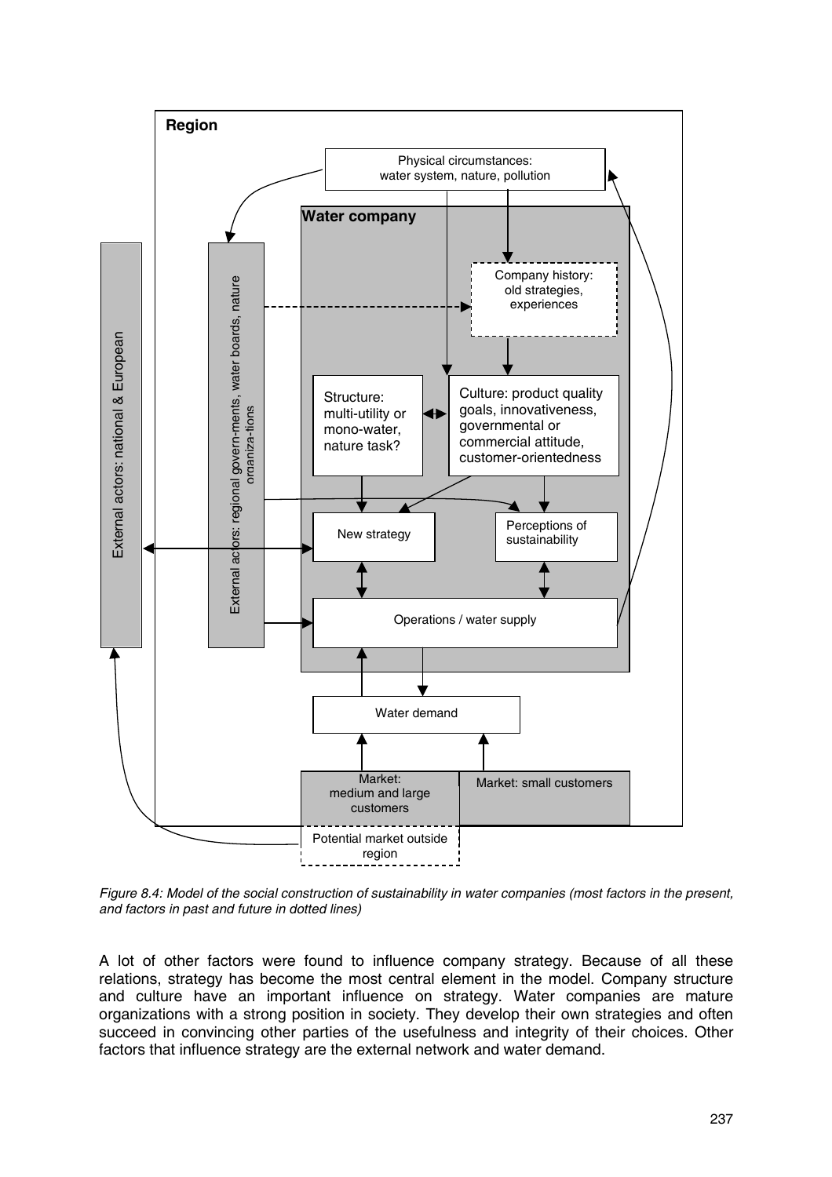Region

Physical circumstances: water system, nature, pollution

Water company

Company history: old strategies, experiences

External actors: national & European

External actors: regional govern-ments, water boards, nature organiza-tions

Structure: multi-utility or mono-water, nature task?

Culture: product quality goals, innovativeness, governmental or commercial attitude, customer-orientedness

New strategy

Perceptions of sustainability

Operations / water supply

Water demand

Market: medium and large customers

Market: small customers

Potential market outside region

*Figure 8.4: Model of the social construction of sustainability in water companies (most factors in the present, and factors in past and future in dotted lines)*

A lot of other factors were found to influence company strategy. Because of all these relations, strategy has become the most central element in the model. Company structure and culture have an important influence on strategy. Water companies are mature organizations with a strong position in society. They develop their own strategies and often succeed in convincing other parties of the usefulness and integrity of their choices. Other factors that influence strategy are the external network and water demand.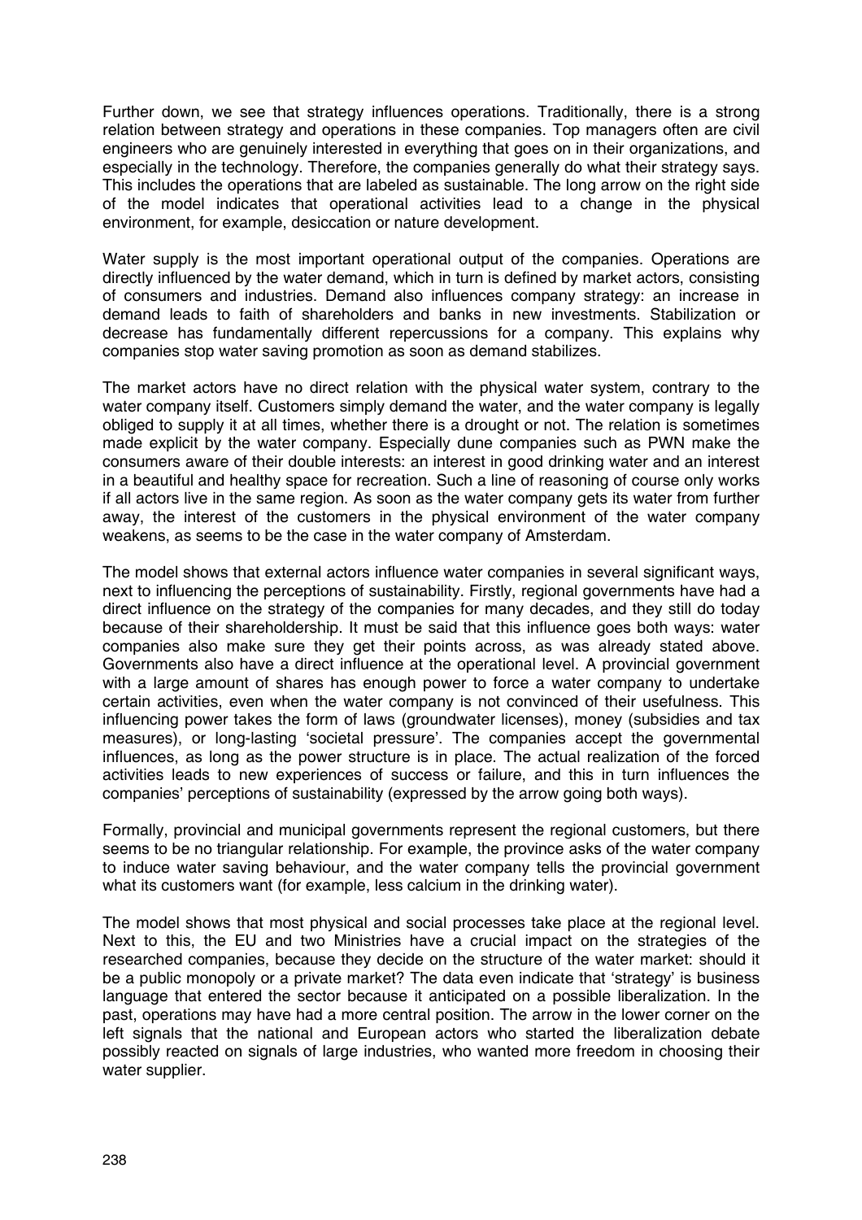Further down, we see that strategy influences operations. Traditionally, there is a strong relation between strategy and operations in these companies. Top managers often are civil engineers who are genuinely interested in everything that goes on in their organizations, and especially in the technology. Therefore, the companies generally do what their strategy says. This includes the operations that are labeled as sustainable. The long arrow on the right side of the model indicates that operational activities lead to a change in the physical environment, for example, desiccation or nature development.

Water supply is the most important operational output of the companies. Operations are directly influenced by the water demand, which in turn is defined by market actors, consisting of consumers and industries. Demand also influences company strategy: an increase in demand leads to faith of shareholders and banks in new investments. Stabilization or decrease has fundamentally different repercussions for a company. This explains why companies stop water saving promotion as soon as demand stabilizes.

The market actors have no direct relation with the physical water system, contrary to the water company itself. Customers simply demand the water, and the water company is legally obliged to supply it at all times, whether there is a drought or not. The relation is sometimes made explicit by the water company. Especially dune companies such as PWN make the consumers aware of their double interests: an interest in good drinking water and an interest in a beautiful and healthy space for recreation. Such a line of reasoning of course only works if all actors live in the same region. As soon as the water company gets its water from further away, the interest of the customers in the physical environment of the water company weakens, as seems to be the case in the water company of Amsterdam.

The model shows that external actors influence water companies in several significant ways, next to influencing the perceptions of sustainability. Firstly, regional governments have had a direct influence on the strategy of the companies for many decades, and they still do today because of their shareholdership. It must be said that this influence goes both ways: water companies also make sure they get their points across, as was already stated above. Governments also have a direct influence at the operational level. A provincial government with a large amount of shares has enough power to force a water company to undertake certain activities, even when the water company is not convinced of their usefulness. This influencing power takes the form of laws (groundwater licenses), money (subsidies and tax measures), or long-lasting 'societal pressure'. The companies accept the governmental influences, as long as the power structure is in place. The actual realization of the forced activities leads to new experiences of success or failure, and this in turn influences the companies' perceptions of sustainability (expressed by the arrow going both ways).

Formally, provincial and municipal governments represent the regional customers, but there seems to be no triangular relationship. For example, the province asks of the water company to induce water saving behaviour, and the water company tells the provincial government what its customers want (for example, less calcium in the drinking water).

The model shows that most physical and social processes take place at the regional level. Next to this, the EU and two Ministries have a crucial impact on the strategies of the researched companies, because they decide on the structure of the water market: should it be a public monopoly or a private market? The data even indicate that 'strategy' is business language that entered the sector because it anticipated on a possible liberalization. In the past, operations may have had a more central position. The arrow in the lower corner on the left signals that the national and European actors who started the liberalization debate possibly reacted on signals of large industries, who wanted more freedom in choosing their water supplier.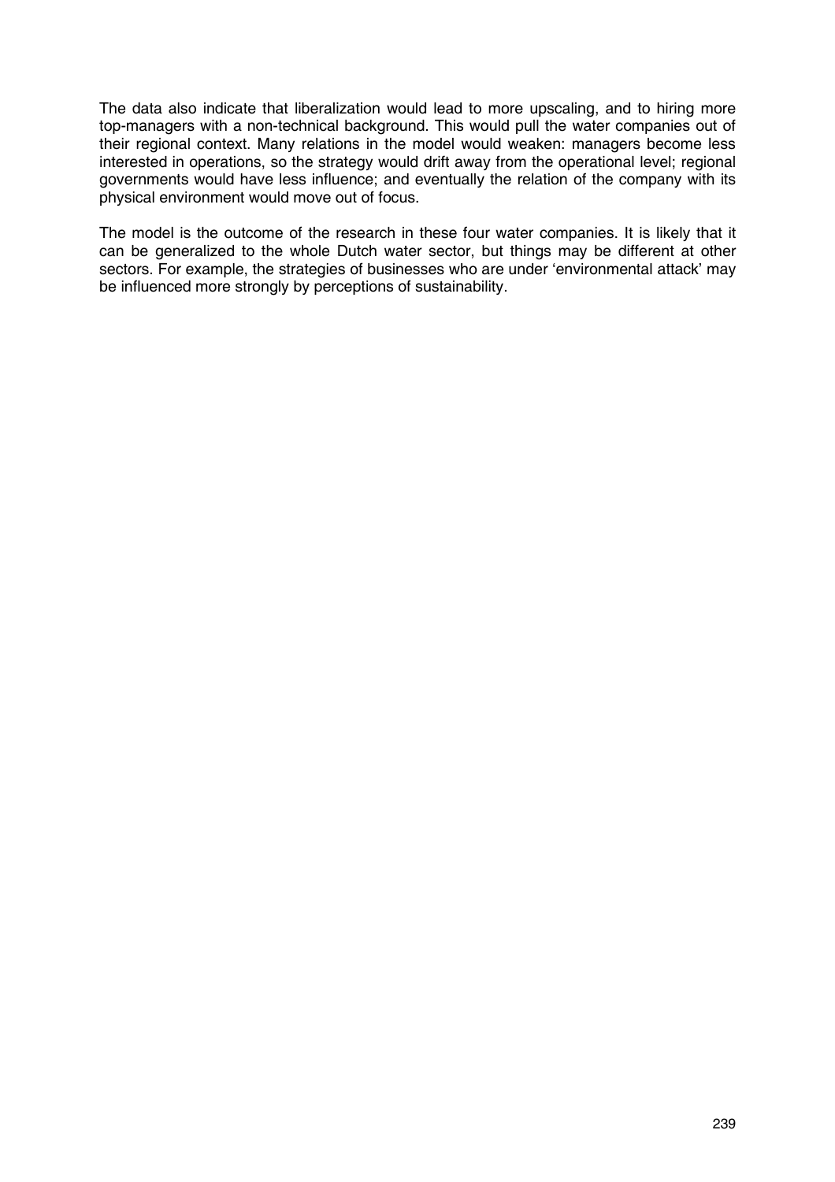The data also indicate that liberalization would lead to more upscaling, and to hiring more top-managers with a non-technical background. This would pull the water companies out of their regional context. Many relations in the model would weaken: managers become less interested in operations, so the strategy would drift away from the operational level; regional governments would have less influence; and eventually the relation of the company with its physical environment would move out of focus.

The model is the outcome of the research in these four water companies. It is likely that it can be generalized to the whole Dutch water sector, but things may be different at other sectors. For example, the strategies of businesses who are under 'environmental attack' may be influenced more strongly by perceptions of sustainability.